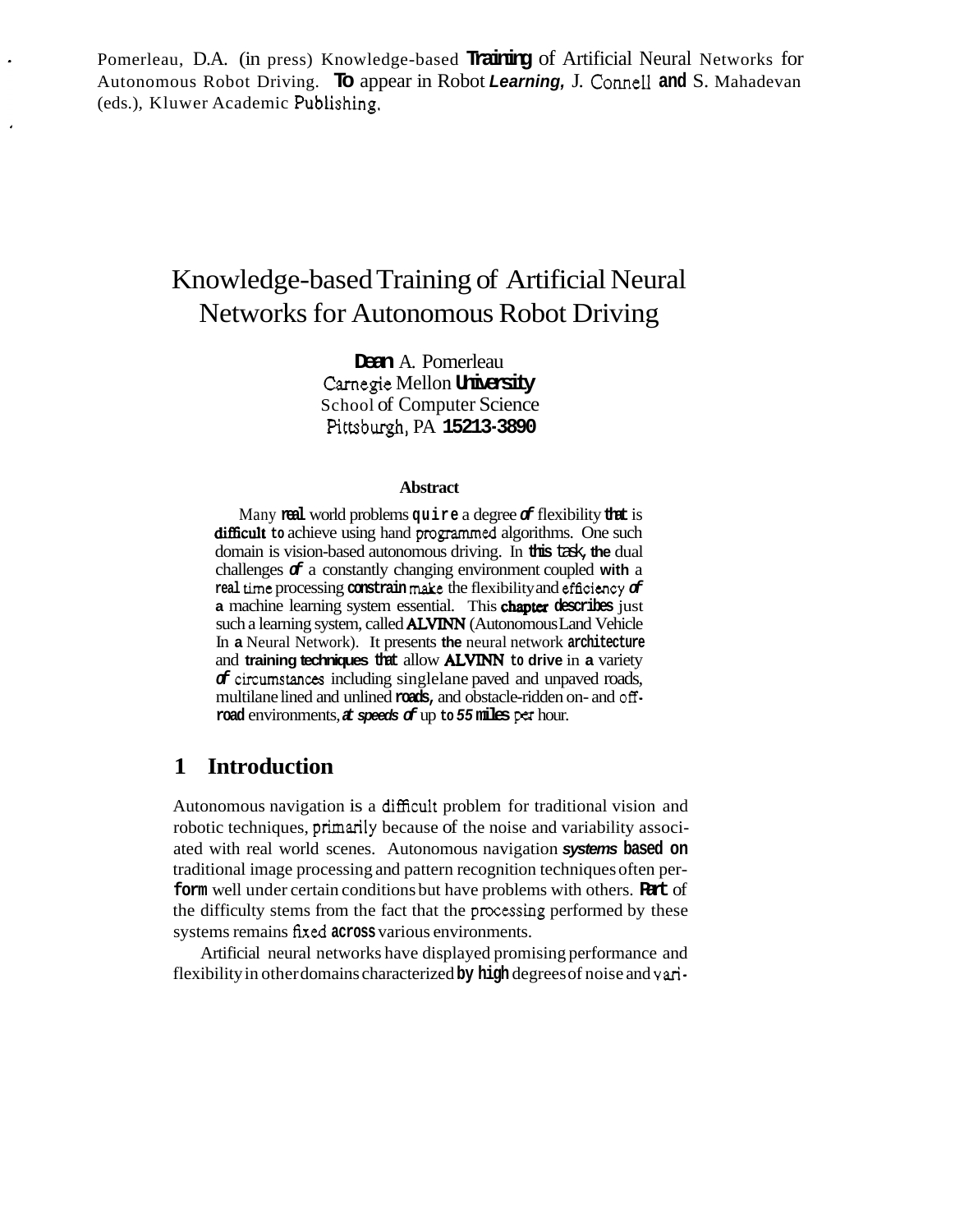Pomerleau, D.A. (in press) Knowledge-based Training of Artificial Neural Networks for Autonomous Robot Driving. To appear in Robot *Learning,* J. Connell and S. Mahadevan (eds.), Kluwer Academic Publishing.

# Knowledge-based Training of Artificial Neural Networks for Autonomous Robot Driving

**Dean A. Pomerleau**
Carnegie Mellon University
School of Computer Science
Pittsburgh, PA 15213-3890

### Abstract

Many real world problems quire a degree of flexibility that is difficult to achieve using hand programmed algorithms. One such domain is vision-based autonomous driving. In this task, the dual challenges of a constantly changing environment coupled with a real time processing constrain make the flexibility and efficiency of a machine learning system essential. This chapter describes just such a learning system, called ALVINN (Autonomous Land Vehicle In a Neural Network). It presents the neural network architecture and training techniques that allow ALVINN to drive in a variety of circumstances including single lane paved and unpaved roads, multilane lined and unlined roads, and obstacle-ridden on- and off-road environments, at speeds of up to 55 miles per hour.

## 1 Introduction

Autonomous navigation is a difficult problem for traditional vision and robotic techniques, primarily because of the noise and variability associated with real world scenes. Autonomous navigation systems based on traditional image processing and pattern recognition techniques often perform well under certain conditions but have problems with others. Part of the difficulty stems from the fact that the processing performed by these systems remains fixed across various environments.

Artificial neural networks have displayed promising performance and flexibility in other domains characterized by high degrees of noise and vari-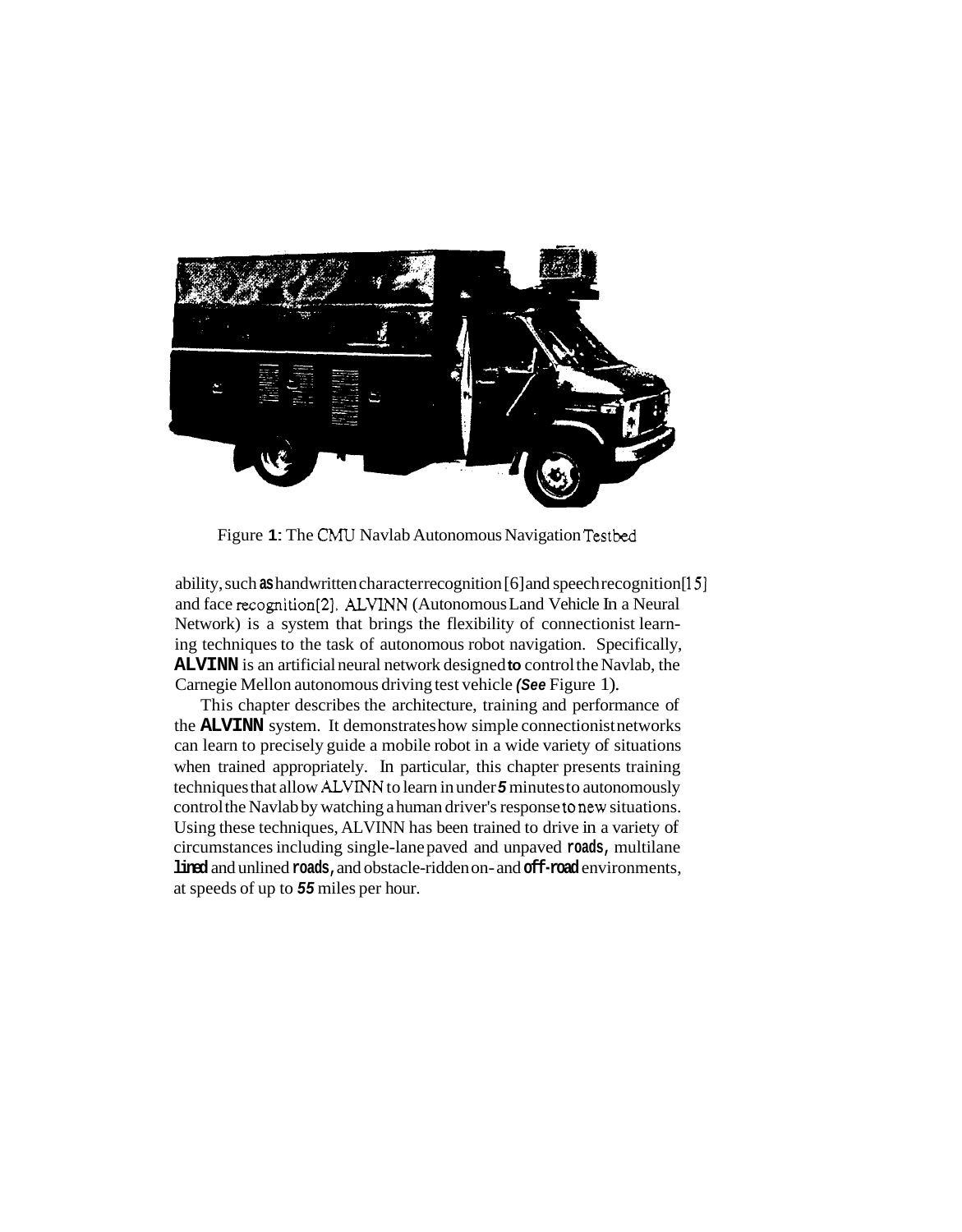Figure 1: The CMU Navlab Autonomous Navigation Testbed

ability, such as handwritten character recognition [6] and speech recognition [15] and face recognition [2]. ALVINN (Autonomous Land Vehicle In a Neural Network) is a system that brings the flexibility of connectionist learning techniques to the task of autonomous robot navigation. Specifically, ALVINN is an artificial neural network designed to control the Navlab, the Carnegie Mellon autonomous driving test vehicle (See Figure 1).

This chapter describes the architecture, training and performance of the ALVINN system. It demonstrates how simple connectionist networks can learn to precisely guide a mobile robot in a wide variety of situations when trained appropriately. In particular, this chapter presents training techniques that allow ALVINN to learn in under 5 minutes to autonomously control the Navlab by watching a human driver's response to new situations. Using these techniques, ALVINN has been trained to drive in a variety of circumstances including single-lane paved and unpaved roads, multilane lined and unlined roads, and obstacle-ridden on- and off-road environments, at speeds of up to 55 miles per hour.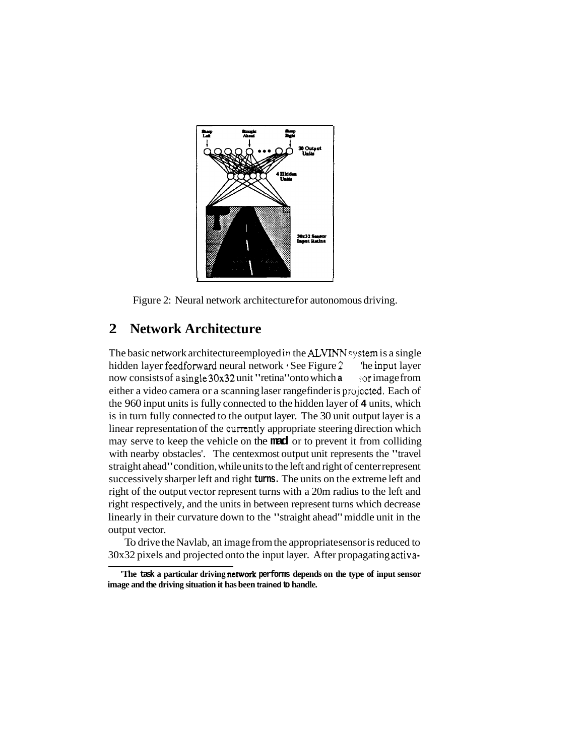Figure 2: Neural network architecture for autonomous driving.

## 2 Network Architecture

The basic network architecture employed in the ALVINN system is a single hidden layer feedforward neural network. See Figure 2. The input layer now consists of a single 30x32 unit "retina" onto which a sensor image from either a video camera or a scanning laser rangefinder is projected. Each of the 960 input units is fully connected to the hidden layer of **4** units, which is in turn fully connected to the output layer. The 30 unit output layer is a linear representation of the currently appropriate steering direction which may serve to keep the vehicle on the road or to prevent it from colliding with nearby obstacles[1]. The centermost output unit represents the "travel straight ahead" condition, while units to the left and right of center represent successively sharper left and right turns. The units on the extreme left and right of the output vector represent turns with a 20m radius to the left and right respectively, and the units in between represent turns which decrease linearly in their curvature down to the "straight ahead" middle unit in the output vector.

To drive the Navlab, an image from the appropriate sensor is reduced to 30x32 pixels and projected onto the input layer. After propagating activa-

[1] The task a particular driving network performs depends on the type of input sensor image and the driving situation it has been trained to handle.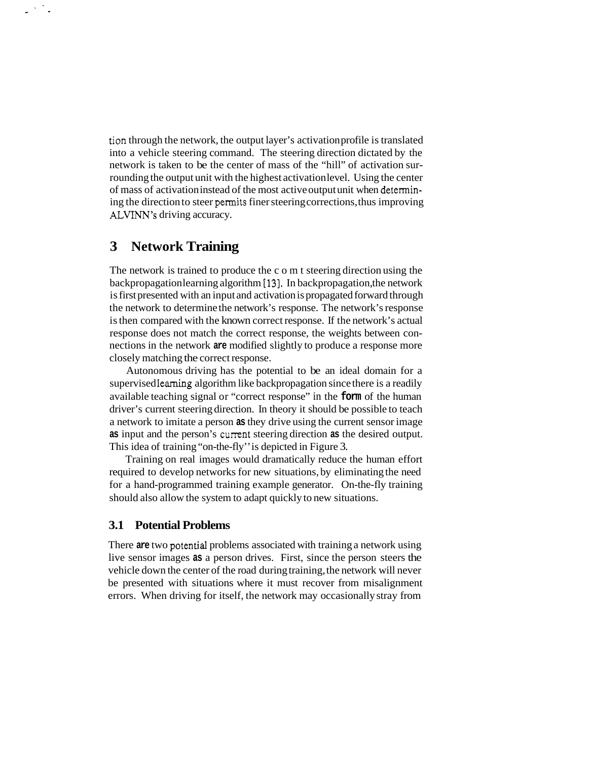tion through the network, the output layer's activation profile is translated into a vehicle steering command. The steering direction dictated by the network is taken to be the center of mass of the "hill" of activation surrounding the output unit with the highest activation level. Using the center of mass of activation instead of the most active output unit when determining the direction to steer permits finer steering corrections, thus improving ALVINN's driving accuracy.

## 3 Network Training

The network is trained to produce the c o m t steering direction using the backpropagation learning algorithm [13]. In backpropagation, the network is first presented with an input and activation is propagated forward through the network to determine the network's response. The network's response is then compared with the known correct response. If the network's actual response does not match the correct response, the weights between connections in the network are modified slightly to produce a response more closely matching the correct response.

Autonomous driving has the potential to be an ideal domain for a supervised learning algorithm like backpropagation since there is a readily available teaching signal or "correct response" in the form of the human driver's current steering direction. In theory it should be possible to teach a network to imitate a person as they drive using the current sensor image as input and the person's current steering direction as the desired output. This idea of training "on-the-fly" is depicted in Figure 3.

Training on real images would dramatically reduce the human effort required to develop networks for new situations, by eliminating the need for a hand-programmed training example generator. On-the-fly training should also allow the system to adapt quickly to new situations.

### 3.1 Potential Problems

There are two potential problems associated with training a network using live sensor images as a person drives. First, since the person steers the vehicle down the center of the road during training, the network will never be presented with situations where it must recover from misalignment errors. When driving for itself, the network may occasionally stray from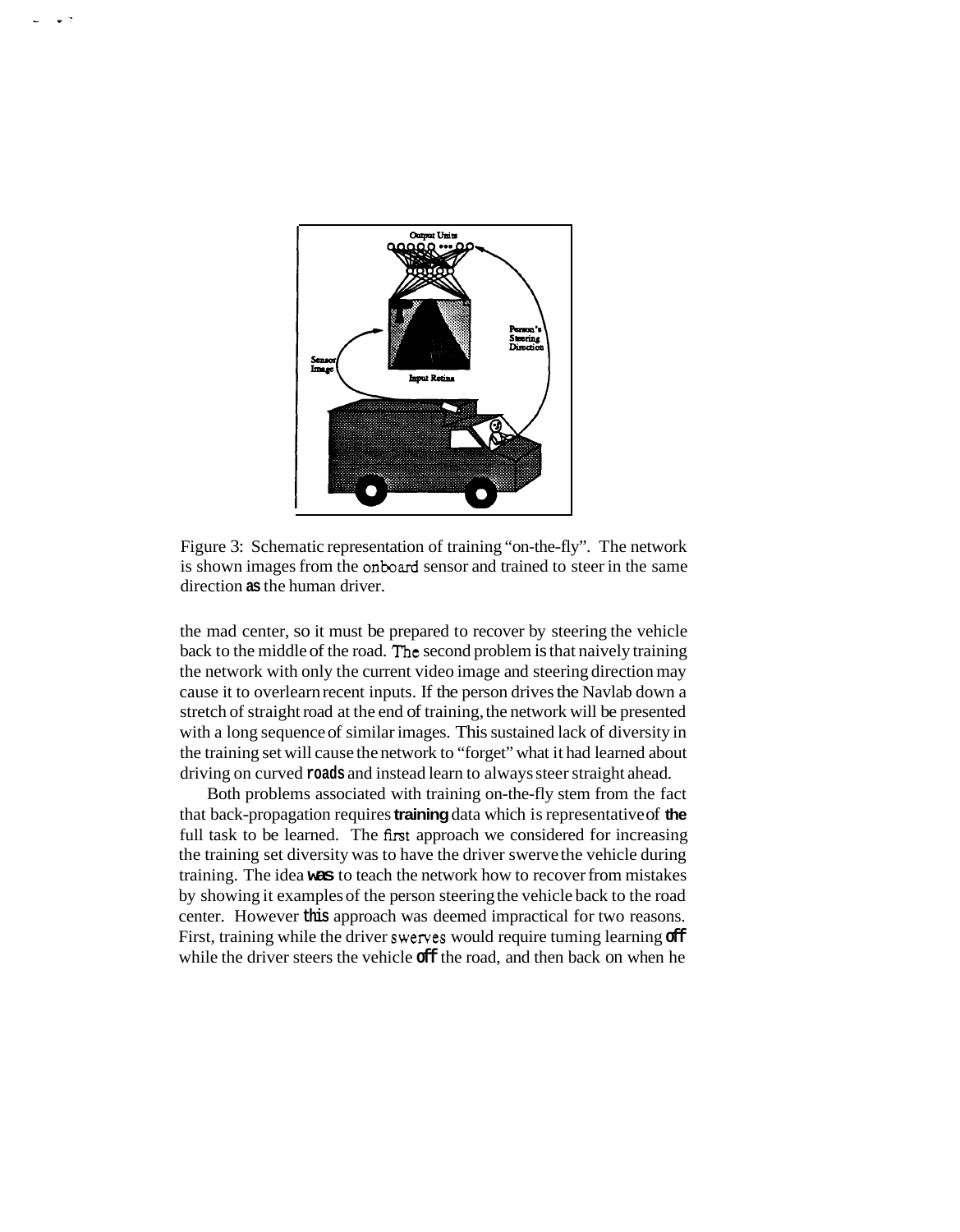Figure 3: Schematic representation of training "on-the-fly". The network is shown images from the onboard sensor and trained to steer in the same direction as the human driver.

the mad center, so it must be prepared to recover by steering the vehicle back to the middle of the road. The second problem is that naively training the network with only the current video image and steering direction may cause it to overlearn recent inputs. If the person drives the Navlab down a stretch of straight road at the end of training, the network will be presented with a long sequence of similar images. This sustained lack of diversity in the training set will cause the network to "forget" what it had learned about driving on curved roads and instead learn to always steer straight ahead.

Both problems associated with training on-the-fly stem from the fact that back-propagation requires training data which is representative of the full task to be learned. The first approach we considered for increasing the training set diversity was to have the driver swerve the vehicle during training. The idea was to teach the network how to recover from mistakes by showing it examples of the person steering the vehicle back to the road center. However this approach was deemed impractical for two reasons. First, training while the driver swerves would require turning learning off while the driver steers the vehicle off the road, and then back on when he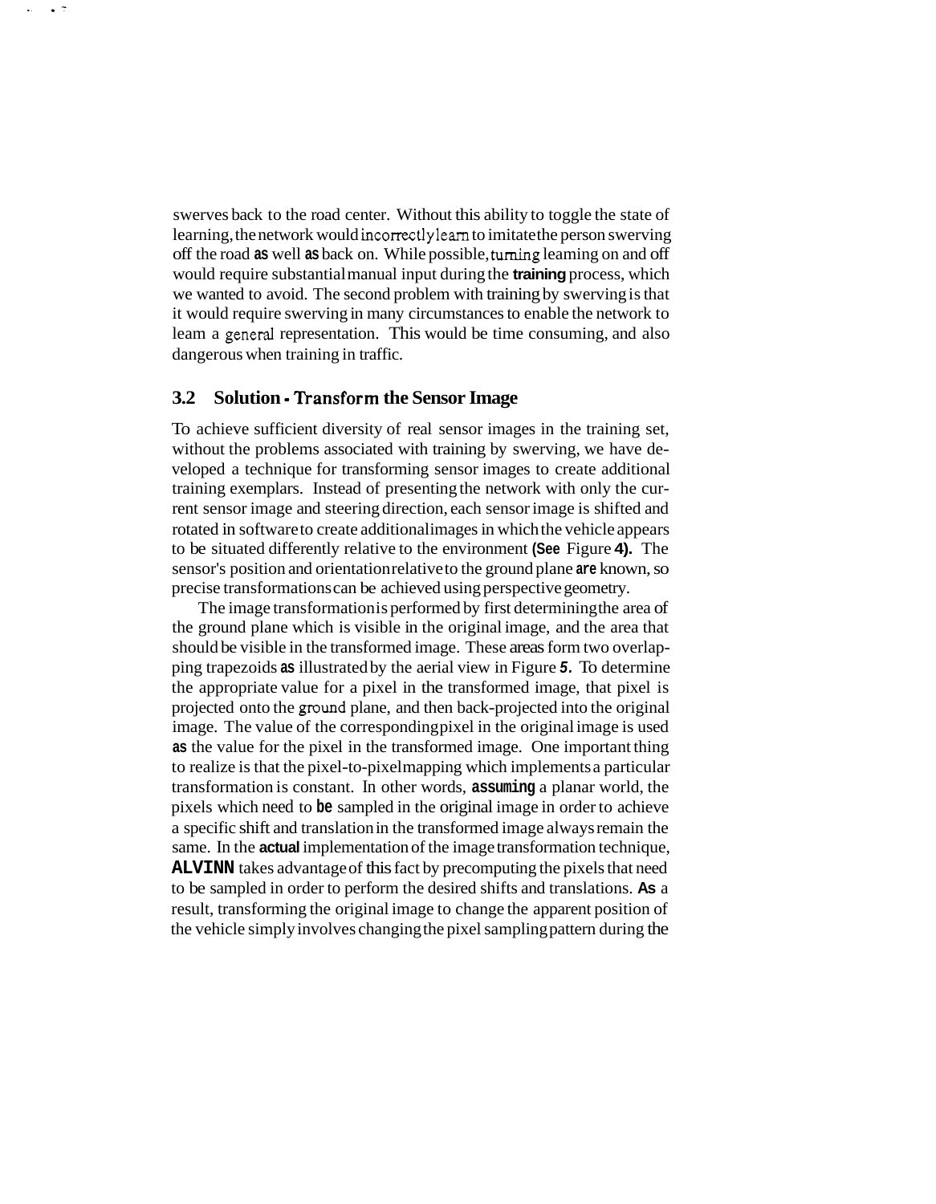swerves back to the road center. Without this ability to toggle the state of learning, the network would incorrectly learn to imitate the person swerving off the road as well as back on. While possible, turning learning on and off would require substantial manual input during the training process, which we wanted to avoid. The second problem with training by swerving is that it would require swerving in many circumstances to enable the network to learn a general representation. This would be time consuming, and also dangerous when training in traffic.

### 3.2 Solution - Transform the Sensor Image

To achieve sufficient diversity of real sensor images in the training set, without the problems associated with training by swerving, we have developed a technique for transforming sensor images to create additional training exemplars. Instead of presenting the network with only the current sensor image and steering direction, each sensor image is shifted and rotated in software to create additional images in which the vehicle appears to be situated differently relative to the environment (See Figure 4). The sensor's position and orientation relative to the ground plane are known, so precise transformations can be achieved using perspective geometry.

The image transformation is performed by first determining the area of the ground plane which is visible in the original image, and the area that should be visible in the transformed image. These areas form two overlapping trapezoids as illustrated by the aerial view in Figure 5. To determine the appropriate value for a pixel in the transformed image, that pixel is projected onto the ground plane, and then back-projected into the original image. The value of the corresponding pixel in the original image is used as the value for the pixel in the transformed image. One important thing to realize is that the pixel-to-pixel mapping which implements a particular transformation is constant. In other words, assuming a planar world, the pixels which need to be sampled in the original image in order to achieve a specific shift and translation in the transformed image always remain the same. In the actual implementation of the image transformation technique, ALVINN takes advantage of this fact by precomputing the pixels that need to be sampled in order to perform the desired shifts and translations. As a result, transforming the original image to change the apparent position of the vehicle simply involves changing the pixel sampling pattern during the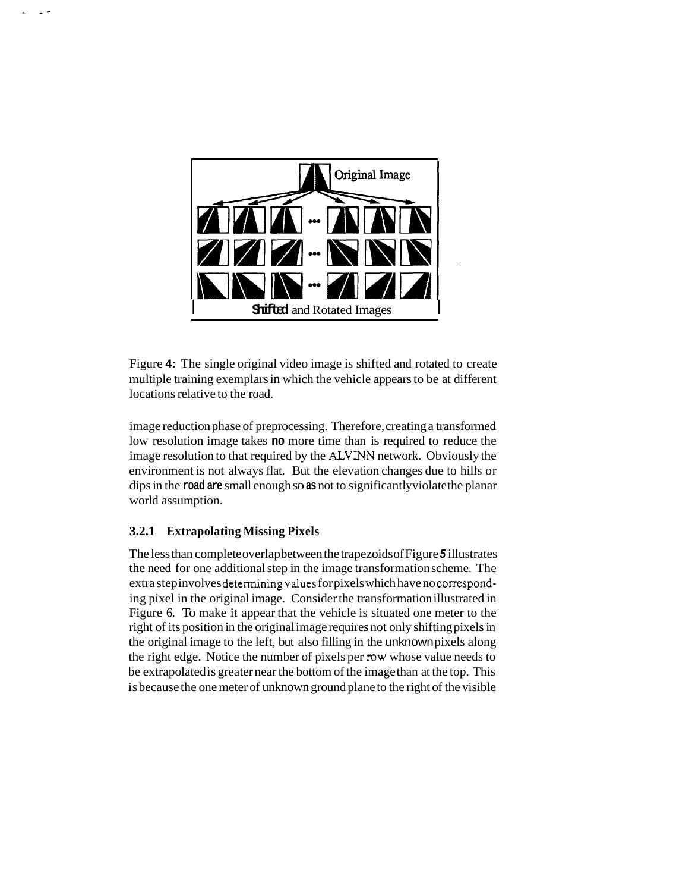Figure 4: The single original video image is shifted and rotated to create multiple training exemplars in which the vehicle appears to be at different locations relative to the road.

image reduction phase of preprocessing. Therefore, creating a transformed low resolution image takes no more time than is required to reduce the image resolution to that required by the ALVINN network. Obviously the environment is not always flat. But the elevation changes due to hills or dips in the road are small enough so as not to significantly violate the planar world assumption.

### 3.2.1 Extrapolating Missing Pixels

The less than complete overlap between the trapezoids of Figure 5 illustrates the need for one additional step in the image transformation scheme. The extra step involves determining values for pixels which have no corresponding pixel in the original image. Consider the transformation illustrated in Figure 6. To make it appear that the vehicle is situated one meter to the right of its position in the original image requires not only shifting pixels in the original image to the left, but also filling in the unknown pixels along the right edge. Notice the number of pixels per row whose value needs to be extrapolated is greater near the bottom of the image than at the top. This is because the one meter of unknown ground plane to the right of the visible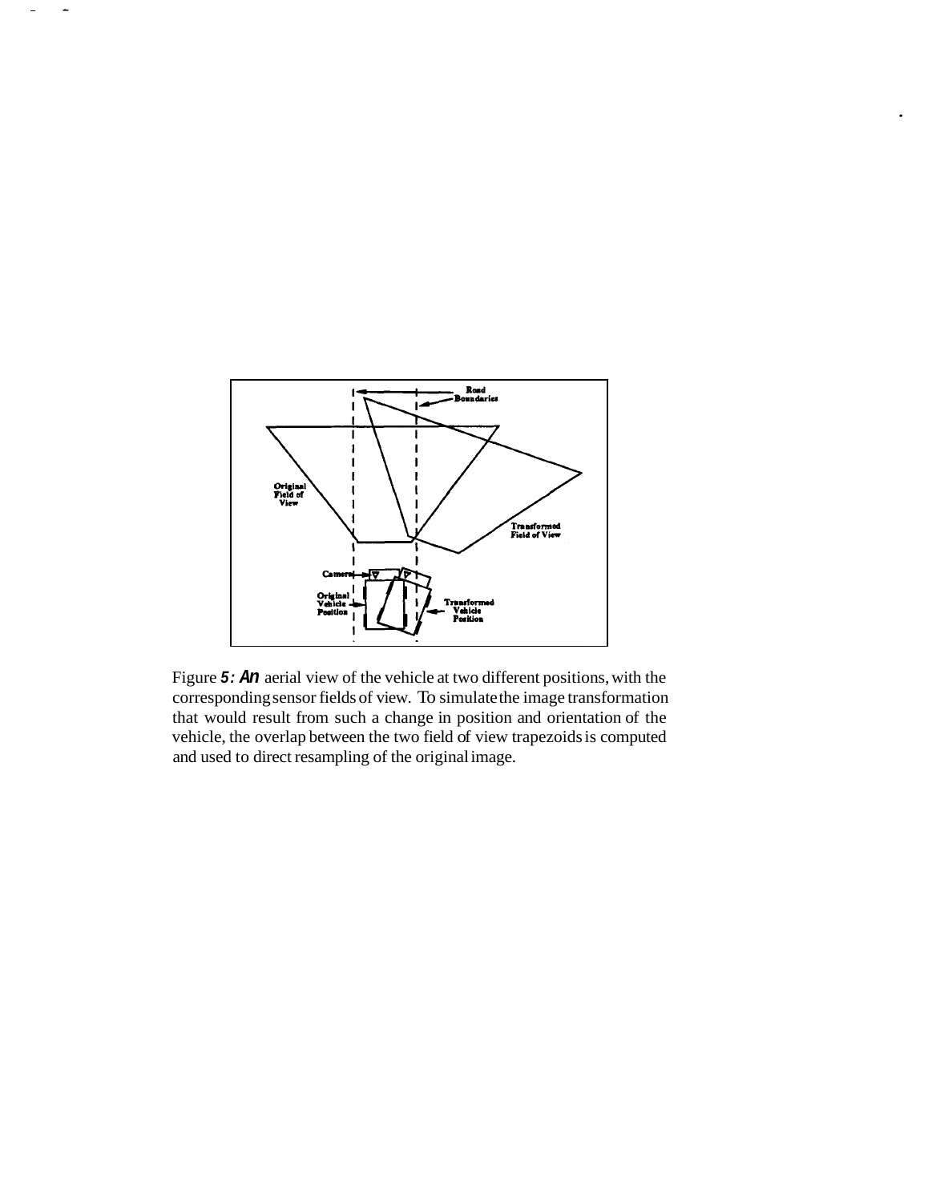Figure *5: An* aerial view of the vehicle at two different positions, with the corresponding sensor fields of view. To simulate the image transformation that would result from such a change in position and orientation of the vehicle, the overlap between the two field of view trapezoids is computed and used to direct resampling of the original image.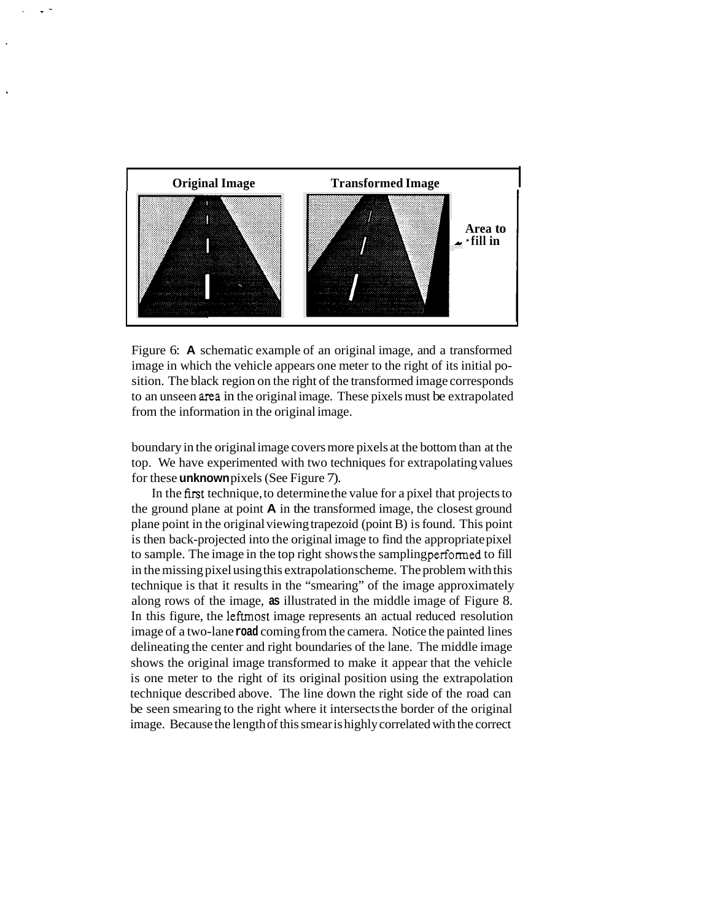Original Image

Transformed Image

Area to fill in

Figure 6: A schematic example of an original image, and a transformed image in which the vehicle appears one meter to the right of its initial position. The black region on the right of the transformed image corresponds to an unseen area in the original image. These pixels must be extrapolated from the information in the original image.

boundary in the original image covers more pixels at the bottom than at the top. We have experimented with two techniques for extrapolating values for these **unknown** pixels (See Figure 7).

In the first technique, to determine the value for a pixel that projects to the ground plane at point **A** in the transformed image, the closest ground plane point in the original viewing trapezoid (point B) is found. This point is then back-projected into the original image to find the appropriate pixel to sample. The image in the top right shows the sampling performed to fill in the missing pixel using this extrapolation scheme. The problem with this technique is that it results in the "smearing" of the image approximately along rows of the image, as illustrated in the middle image of Figure 8. In this figure, the leftmost image represents an actual reduced resolution image of a two-lane road coming from the camera. Notice the painted lines delineating the center and right boundaries of the lane. The middle image shows the original image transformed to make it appear that the vehicle is one meter to the right of its original position using the extrapolation technique described above. The line down the right side of the road can be seen smearing to the right where it intersects the border of the original image. Because the length of this smear is highly correlated with the correct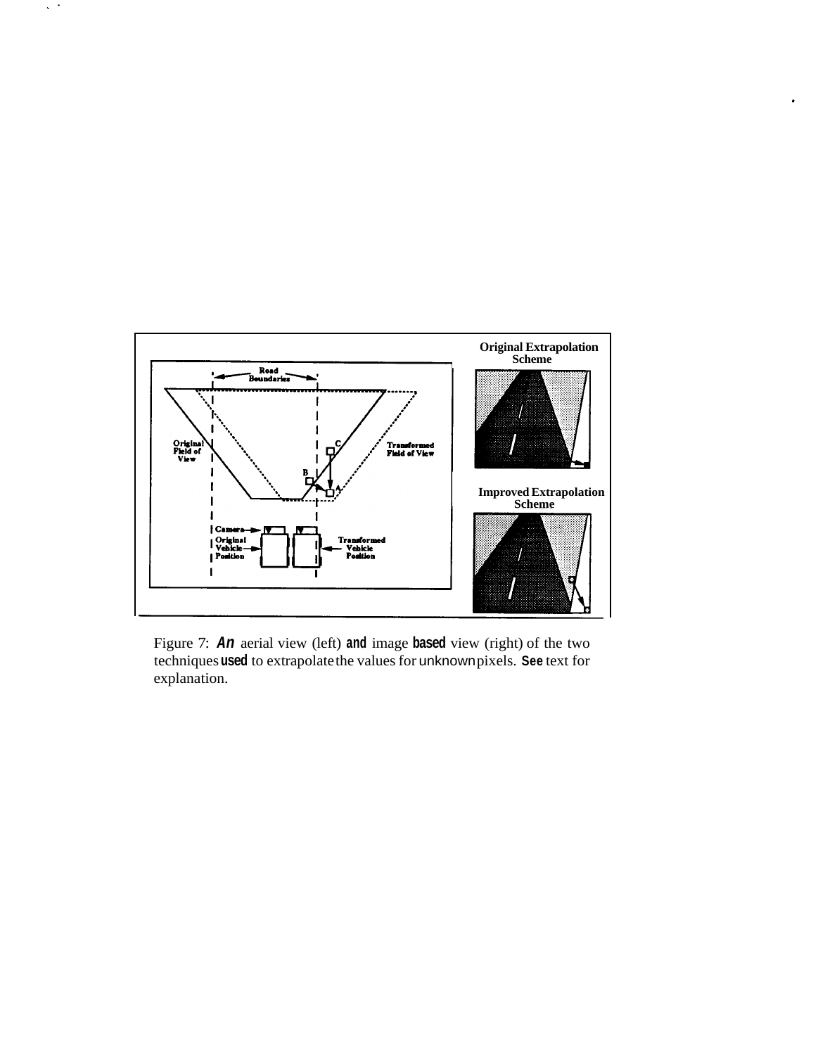Figure 7: An aerial view (left) and image based view (right) of the two techniques used to extrapolate the values for unknown pixels. See text for explanation.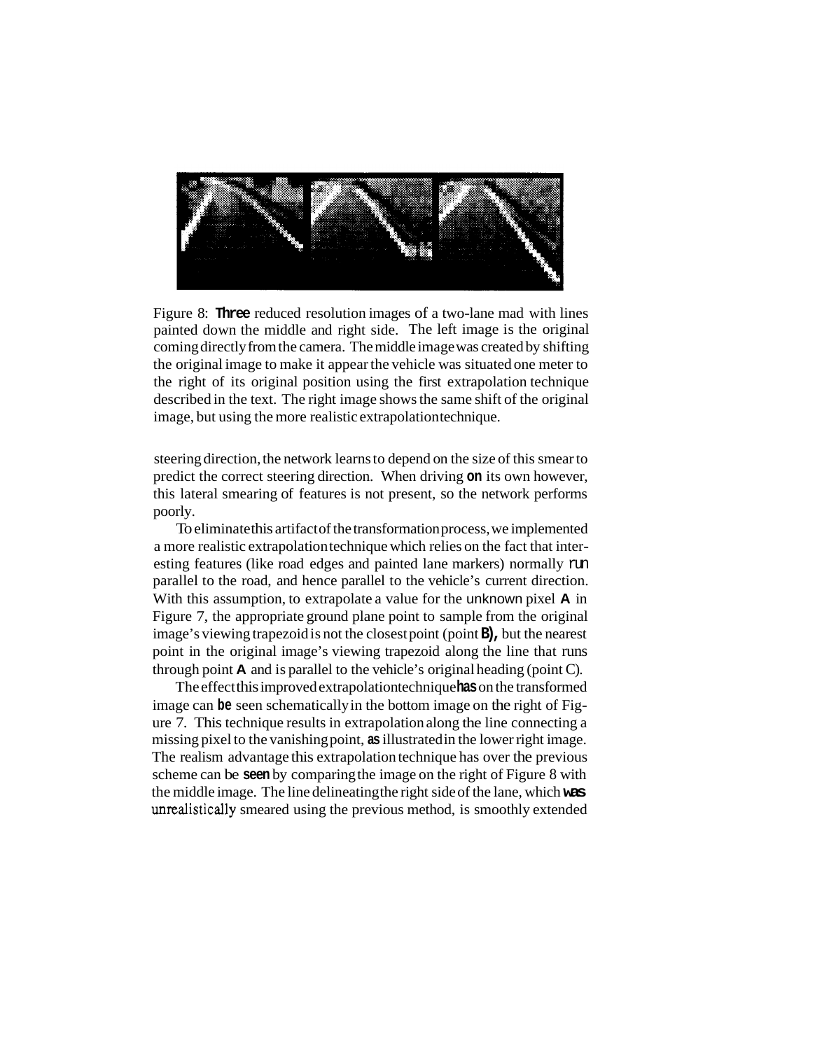Figure 8: **Three** reduced resolution images of a two-lane mad with lines painted down the middle and right side. The left image is the original coming directly from the camera. The middle image was created by shifting the original image to make it appear the vehicle was situated one meter to the right of its original position using the first extrapolation technique described in the text. The right image shows the same shift of the original image, but using the more realistic extrapolation technique.

steering direction, the network learns to depend on the size of this smear to predict the correct steering direction. When driving **on** its own however, this lateral smearing of features is not present, so the network performs poorly.

To eliminate this artifact of the transformation process, we implemented a more realistic extrapolation technique which relies on the fact that interesting features (like road edges and painted lane markers) normally run parallel to the road, and hence parallel to the vehicle's current direction. With this assumption, to extrapolate a value for the unknown pixel **A** in Figure 7, the appropriate ground plane point to sample from the original image's viewing trapezoid is not the closest point (point **B),** but the nearest point in the original image's viewing trapezoid along the line that runs through point **A** and is parallel to the vehicle's original heading (point C).

The effect this improved extrapolation technique **has** on the transformed image can **be** seen schematically in the bottom image on the right of Figure 7. This technique results in extrapolation along the line connecting a missing pixel to the vanishing point, **as** illustrated in the lower right image. The realism advantage this extrapolation technique has over the previous scheme can be **seen** by comparing the image on the right of Figure 8 with the middle image. The line delineating the right side of the lane, which **was** unrealistically smeared using the previous method, is smoothly extended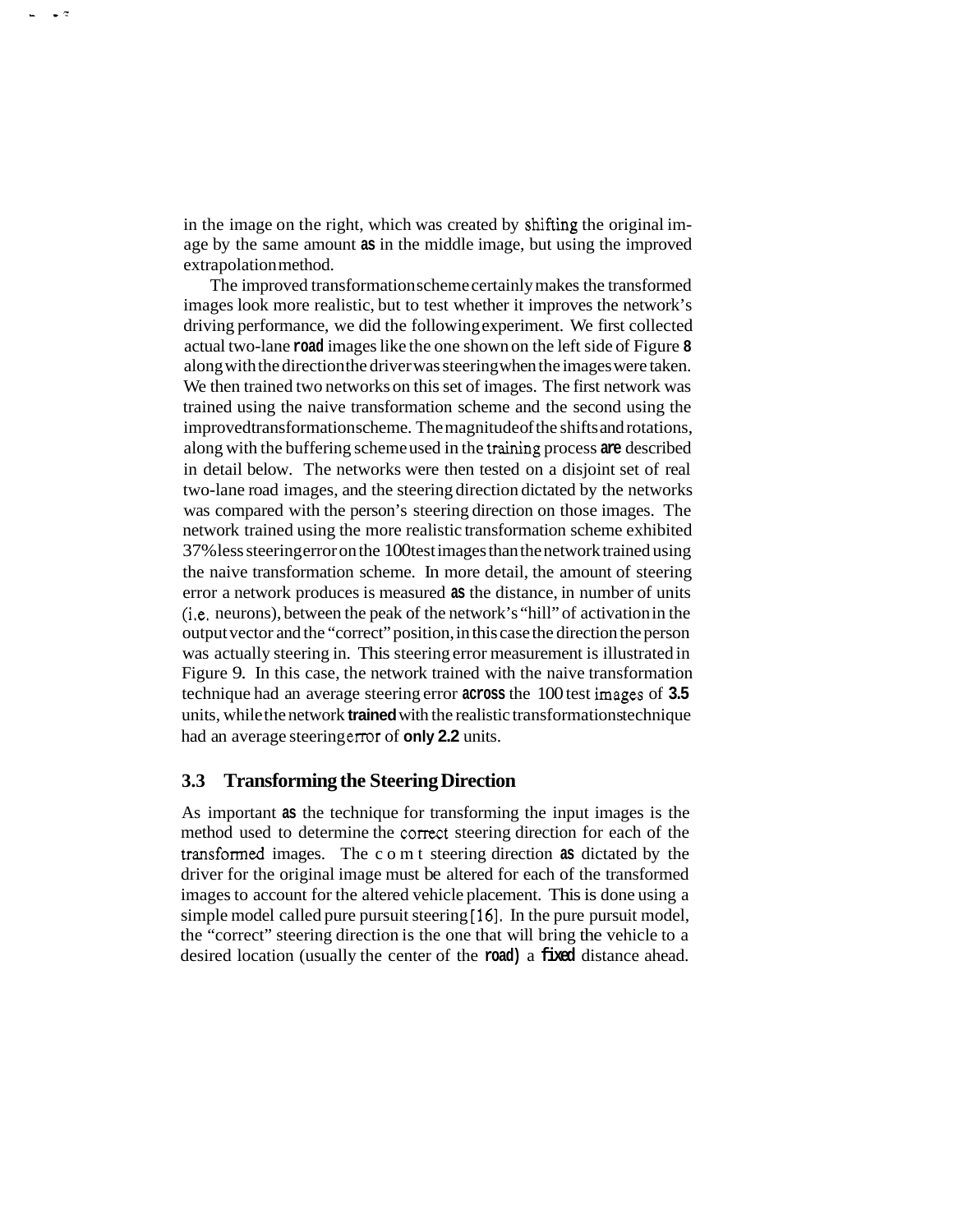in the image on the right, which was created by shifting the original image by the same amount as in the middle image, but using the improved extrapolation method.

The improved transformation scheme certainly makes the transformed images look more realistic, but to test whether it improves the network's driving performance, we did the following experiment. We first collected actual two-lane road images like the one shown on the left side of Figure 8 along with the direction the driver was steering when the images were taken. We then trained two networks on this set of images. The first network was trained using the naive transformation scheme and the second using the improved transformation scheme. The magnitude of the shifts and rotations, along with the buffering scheme used in the training process are described in detail below. The networks were then tested on a disjoint set of real two-lane road images, and the steering direction dictated by the networks was compared with the person's steering direction on those images. The network trained using the more realistic transformation scheme exhibited 37% less steering error on the 100 test images than the network trained using the naive transformation scheme. In more detail, the amount of steering error a network produces is measured as the distance, in number of units (i.e. neurons), between the peak of the network's "hill" of activation in the output vector and the "correct" position, in this case the direction the person was actually steering in. This steering error measurement is illustrated in Figure 9. In this case, the network trained with the naive transformation technique had an average steering error across the 100 test images of 3.5 units, while the network trained with the realistic transformation technique had an average steering error of only 2.2 units.

### 3.3 Transforming the Steering Direction

As important as the technique for transforming the input images is the method used to determine the correct steering direction for each of the transformed images. The c o m t steering direction as dictated by the driver for the original image must be altered for each of the transformed images to account for the altered vehicle placement. This is done using a simple model called pure pursuit steering [16]. In the pure pursuit model, the "correct" steering direction is the one that will bring the vehicle to a desired location (usually the center of the road) a fixed distance ahead.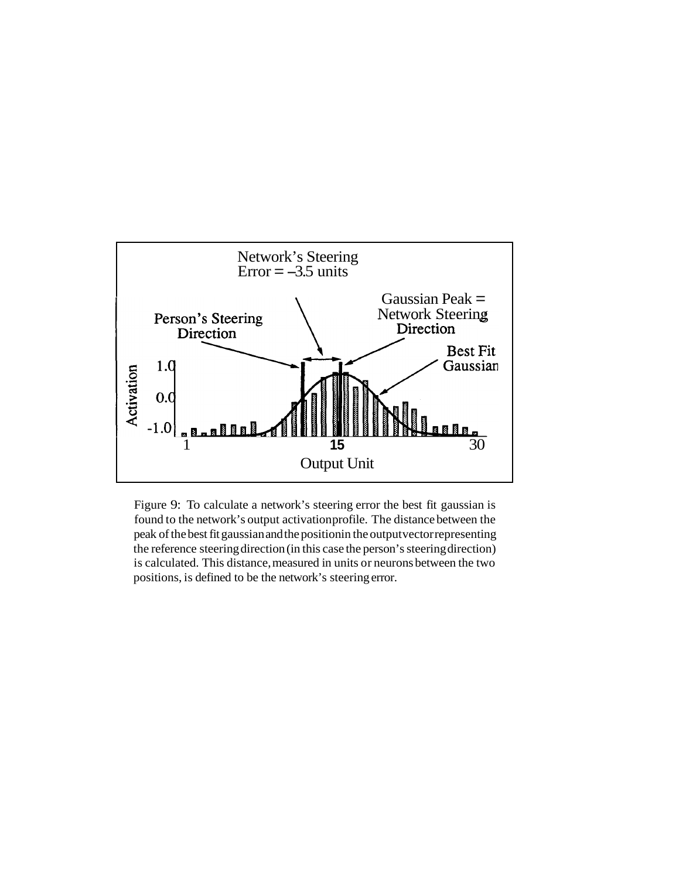Figure 9: To calculate a network's steering error the best fit gaussian is found to the network's output activation profile. The distance between the peak of the best fit gaussian and the position in the output vector representing the reference steering direction (in this case the person's steering direction) is calculated. This distance, measured in units or neurons between the two positions, is defined to be the network's steering error.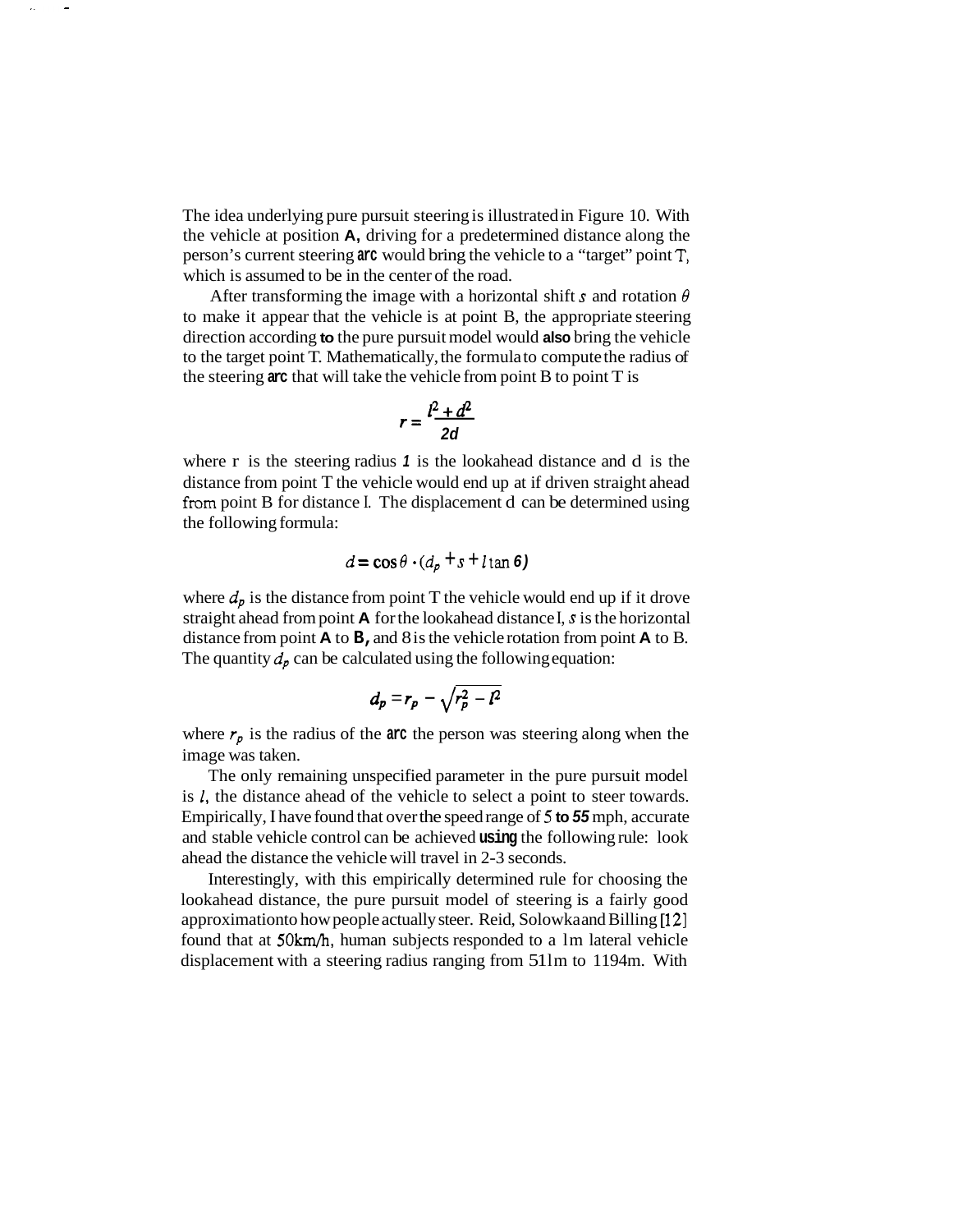The idea underlying pure pursuit steering is illustrated in Figure 10. With the vehicle at position A, driving for a predetermined distance along the person's current steering arc would bring the vehicle to a "target" point T, which is assumed to be in the center of the road.

After transforming the image with a horizontal shift $s$ and rotation $\theta$ to make it appear that the vehicle is at point B, the appropriate steering direction according to the pure pursuit model would also bring the vehicle to the target point T. Mathematically, the formula to compute the radius of the steering arc that will take the vehicle from point B to point T is

$$r = \frac{l^2 + d^2}{2d}$$

where r is the steering radius $l$ is the lookahead distance and d is the distance from point T the vehicle would end up at if driven straight ahead from point B for distance l. The displacement d can be determined using the following formula:

$$d = \cos\theta \cdot (d_p + s + l \tan\theta)$$

where $d_p$ is the distance from point T the vehicle would end up if it drove straight ahead from point A for the lookahead distance l, $s$ is the horizontal distance from point A to B, and $\theta$ is the vehicle rotation from point A to B. The quantity $d_p$ can be calculated using the following equation:

$$d_p = r_p - \sqrt{r_p^2 - l^2}$$

where $r_p$ is the radius of the arc the person was steering along when the image was taken.

The only remaining unspecified parameter in the pure pursuit model is $l$, the distance ahead of the vehicle to select a point to steer towards. Empirically, I have found that over the speed range of 5 to 55 mph, accurate and stable vehicle control can be achieved using the following rule: look ahead the distance the vehicle will travel in 2-3 seconds.

Interestingly, with this empirically determined rule for choosing the lookahead distance, the pure pursuit model of steering is a fairly good approximation to how people actually steer. Reid, Solowka and Billing [12] found that at 50km/h, human subjects responded to a 1m lateral vehicle displacement with a steering radius ranging from 511m to 1194m. With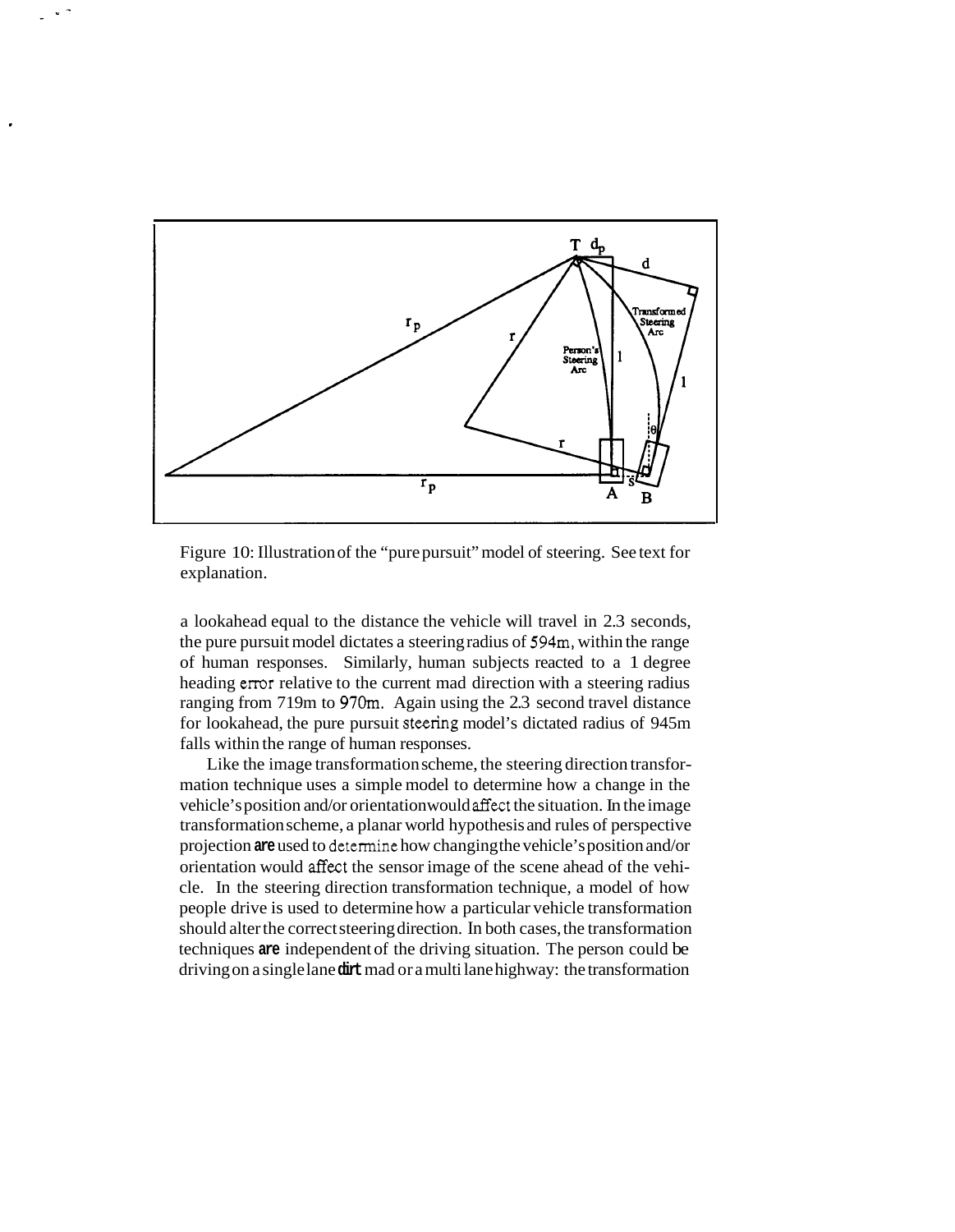Figure 10: Illustration of the "pure pursuit" model of steering. See text for explanation.

a lookahead equal to the distance the vehicle will travel in 2.3 seconds, the pure pursuit model dictates a steering radius of 594m, within the range of human responses. Similarly, human subjects reacted to a 1 degree heading error relative to the current mad direction with a steering radius ranging from 719m to 970m. Again using the 2.3 second travel distance for lookahead, the pure pursuit steering model's dictated radius of 945m falls within the range of human responses.

Like the image transformation scheme, the steering direction transformation technique uses a simple model to determine how a change in the vehicle's position and/or orientation would affect the situation. In the image transformation scheme, a planar world hypothesis and rules of perspective projection are used to determine how changing the vehicle's position and/or orientation would affect the sensor image of the scene ahead of the vehicle. In the steering direction transformation technique, a model of how people drive is used to determine how a particular vehicle transformation should alter the correct steering direction. In both cases, the transformation techniques are independent of the driving situation. The person could be driving on a single lane dirt mad or a multi lane highway: the transformation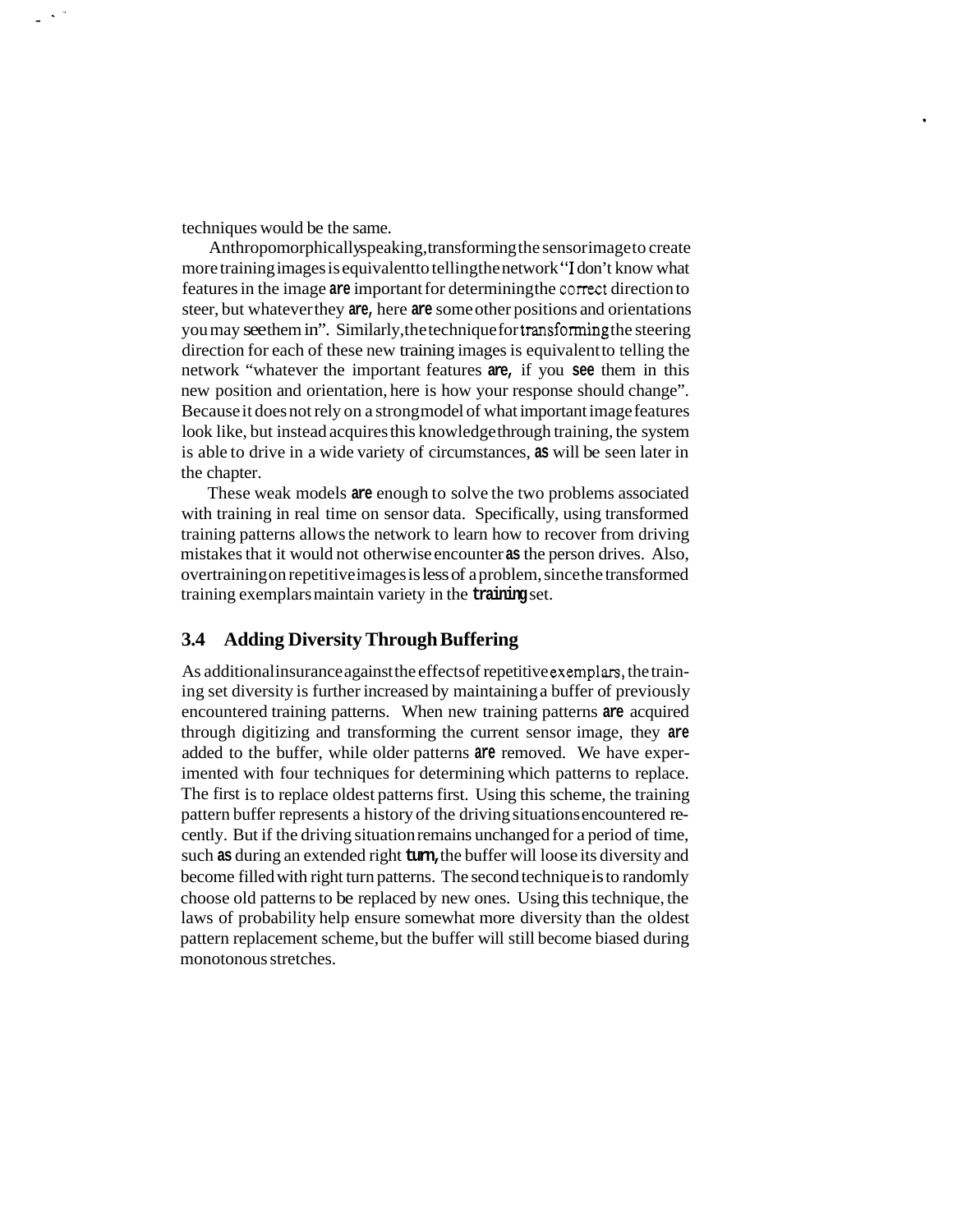techniques would be the same.

Anthropomorphically speaking, transforming the sensor image to create more training images is equivalent to telling the network "I don't know what features in the image are important for determining the correct direction to steer, but whatever they are, here are some other positions and orientations you may see them in". Similarly, the technique for transforming the steering direction for each of these new training images is equivalent to telling the network "whatever the important features are, if you see them in this new position and orientation, here is how your response should change". Because it does not rely on a strong model of what important image features look like, but instead acquires this knowledge through training, the system is able to drive in a wide variety of circumstances, as will be seen later in the chapter.

These weak models are enough to solve the two problems associated with training in real time on sensor data. Specifically, using transformed training patterns allows the network to learn how to recover from driving mistakes that it would not otherwise encounter as the person drives. Also, overtraining on repetitive images is less of a problem, since the transformed training exemplars maintain variety in the training set.

## 3.4 Adding Diversity Through Buffering

As additional insurance against the effects of repetitive exemplars, the training set diversity is further increased by maintaining a buffer of previously encountered training patterns. When new training patterns are acquired through digitizing and transforming the current sensor image, they are added to the buffer, while older patterns are removed. We have experimented with four techniques for determining which patterns to replace. The first is to replace oldest patterns first. Using this scheme, the training pattern buffer represents a history of the driving situations encountered recently. But if the driving situation remains unchanged for a period of time, such as during an extended right turn, the buffer will loose its diversity and become filled with right turn patterns. The second technique is to randomly choose old patterns to be replaced by new ones. Using this technique, the laws of probability help ensure somewhat more diversity than the oldest pattern replacement scheme, but the buffer will still become biased during monotonous stretches.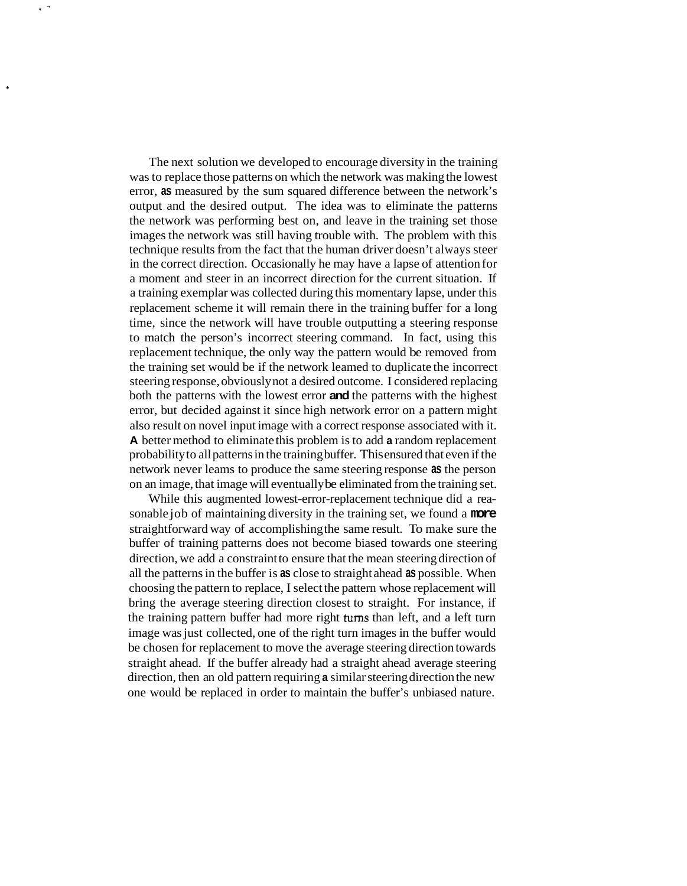The next solution we developed to encourage diversity in the training was to replace those patterns on which the network was making the lowest error, as measured by the sum squared difference between the network's output and the desired output. The idea was to eliminate the patterns the network was performing best on, and leave in the training set those images the network was still having trouble with. The problem with this technique results from the fact that the human driver doesn't always steer in the correct direction. Occasionally he may have a lapse of attention for a moment and steer in an incorrect direction for the current situation. If a training exemplar was collected during this momentary lapse, under this replacement scheme it will remain there in the training buffer for a long time, since the network will have trouble outputting a steering response to match the person's incorrect steering command. In fact, using this replacement technique, the only way the pattern would be removed from the training set would be if the network learned to duplicate the incorrect steering response, obviously not a desired outcome. I considered replacing both the patterns with the lowest error **and** the patterns with the highest error, but decided against it since high network error on a pattern might also result on novel input image with a correct response associated with it. A better method to eliminate this problem is to add a random replacement probability to all patterns in the training buffer. This ensured that even if the network never learns to produce the same steering response as the person on an image, that image will eventually be eliminated from the training set.

While this augmented lowest-error-replacement technique did a reasonable job of maintaining diversity in the training set, we found a more straightforward way of accomplishing the same result. To make sure the buffer of training patterns does not become biased towards one steering direction, we add a constraint to ensure that the mean steering direction of all the patterns in the buffer is as close to straight ahead as possible. When choosing the pattern to replace, I select the pattern whose replacement will bring the average steering direction closest to straight. For instance, if the training pattern buffer had more right turns than left, and a left turn image was just collected, one of the right turn images in the buffer would be chosen for replacement to move the average steering direction towards straight ahead. If the buffer already had a straight ahead average steering direction, then an old pattern requiring a similar steering direction the new one would be replaced in order to maintain the buffer's unbiased nature.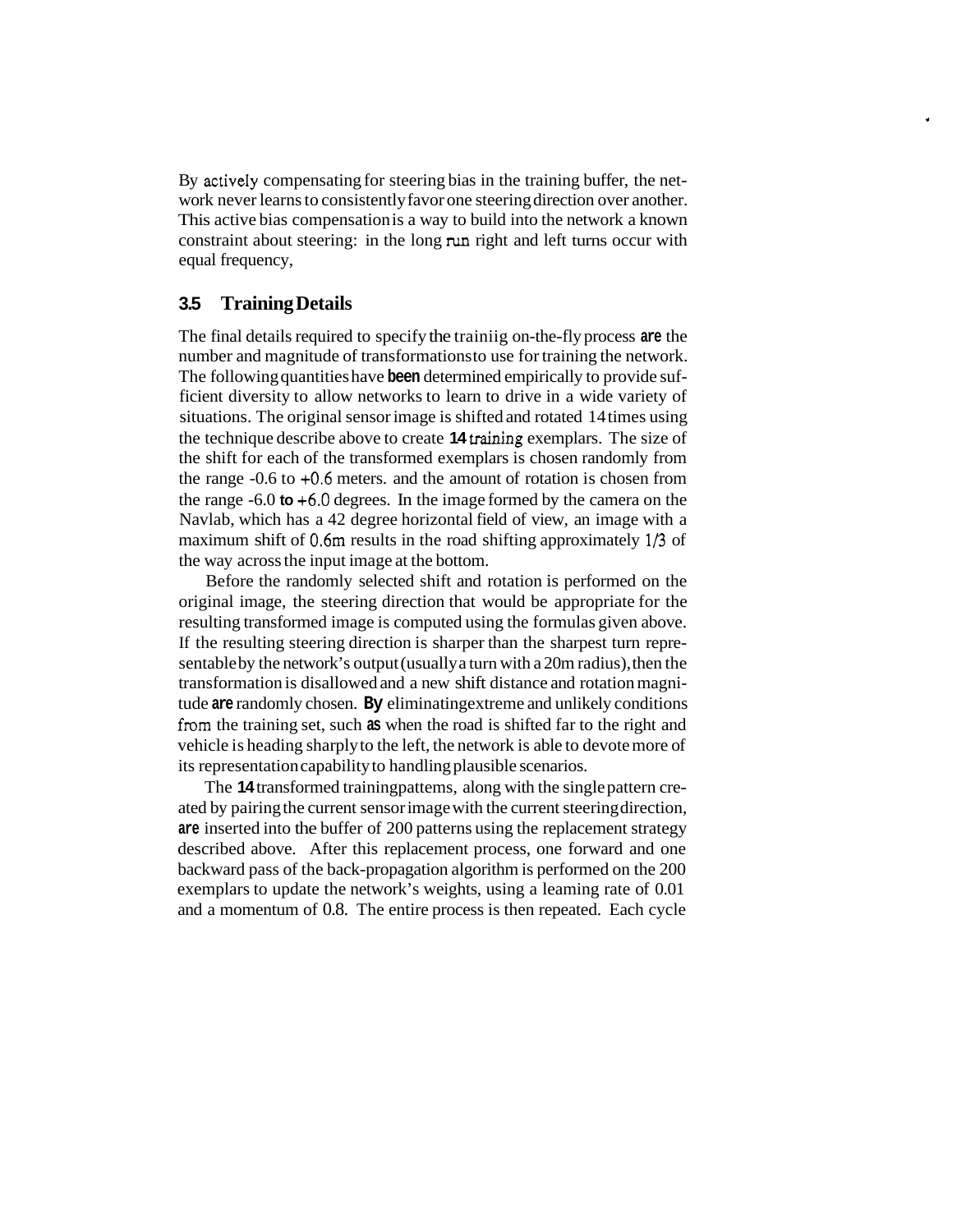By actively compensating for steering bias in the training buffer, the network never learns to consistently favor one steering direction over another. This active bias compensation is a way to build into the network a known constraint about steering: in the long run right and left turns occur with equal frequency,

### 3.5 Training Details

The final details required to specify the traniig on-the-fly process are the number and magnitude of transformations to use for training the network. The following quantities have been determined empirically to provide sufficient diversity to allow networks to learn to drive in a wide variety of situations. The original sensor image is shifted and rotated 14 times using the technique describe above to create 14 training exemplars. The size of the shift for each of the transformed exemplars is chosen randomly from the range -0.6 to +0.6 meters. and the amount of rotation is chosen from the range -6.0 to +6.0 degrees. In the image formed by the camera on the Navlab, which has a 42 degree horizontal field of view, an image with a maximum shift of 0.6m results in the road shifting approximately 1/3 of the way across the input image at the bottom.

Before the randomly selected shift and rotation is performed on the original image, the steering direction that would be appropriate for the resulting transformed image is computed using the formulas given above. If the resulting steering direction is sharper than the sharpest turn representable by the network's output (usually a turn with a 20m radius), then the transformation is disallowed and a new shift distance and rotation magnitude are randomly chosen. By eliminating extreme and unlikely conditions from the training set, such as when the road is shifted far to the right and vehicle is heading sharply to the left, the network is able to devote more of its representation capability to handling plausible scenarios.

The 14 transformed training pattems, along with the single pattern created by pairing the current sensor image with the current steering direction, are inserted into the buffer of 200 patterns using the replacement strategy described above. After this replacement process, one forward and one backward pass of the back-propagation algorithm is performed on the 200 exemplars to update the network's weights, using a leaming rate of 0.01 and a momentum of 0.8. The entire process is then repeated. Each cycle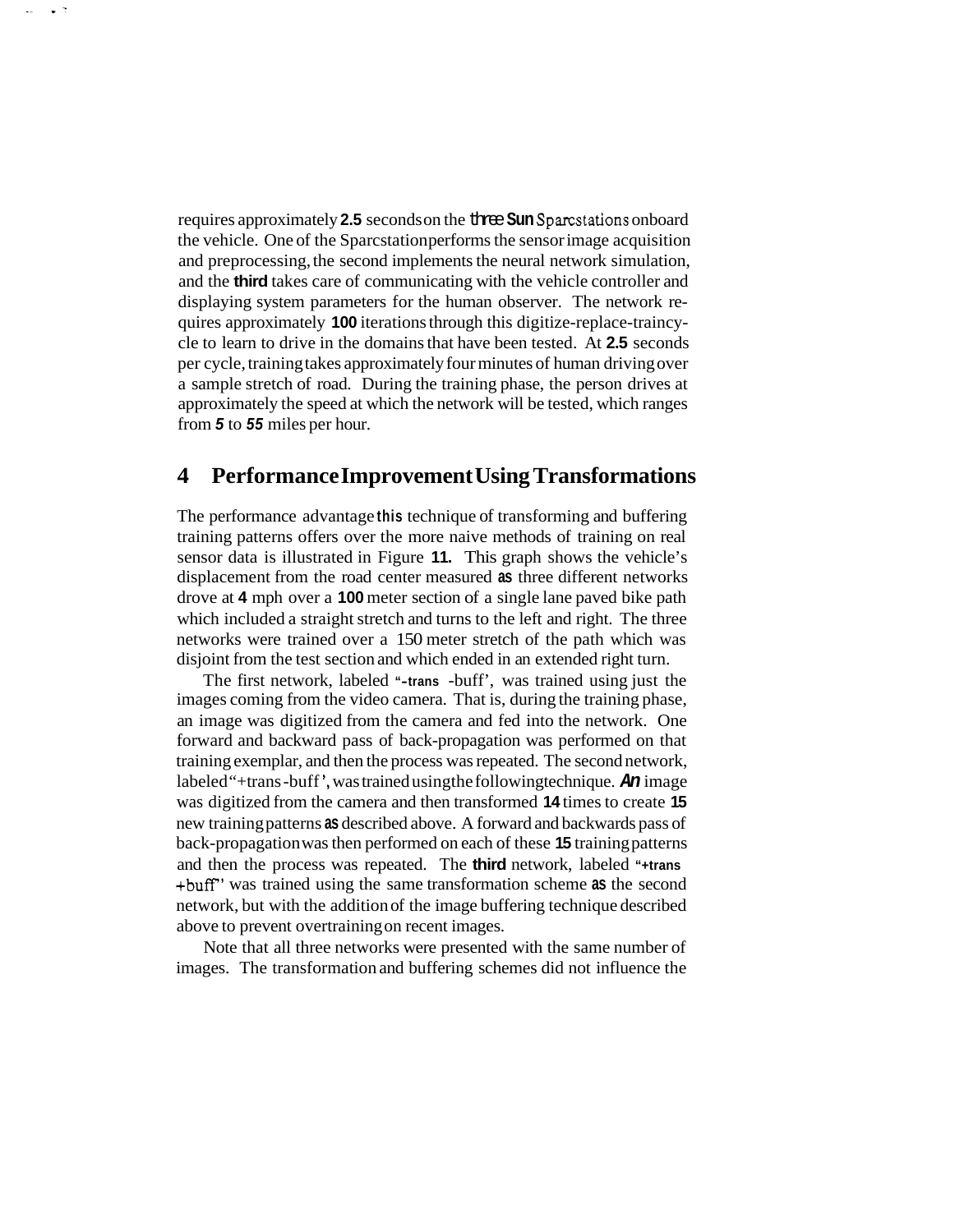requires approximately 2.5 seconds on the three Sun Sparcstations onboard the vehicle. One of the Sparcstation performs the sensor image acquisition and preprocessing, the second implements the neural network simulation, and the third takes care of communicating with the vehicle controller and displaying system parameters for the human observer. The network requires approximately 100 iterations through this digitize-replace-train cycle to learn to drive in the domains that have been tested. At 2.5 seconds per cycle, training takes approximately four minutes of human driving over a sample stretch of road. During the training phase, the person drives at approximately the speed at which the network will be tested, which ranges from 5 to 55 miles per hour.

## 4 Performance Improvement Using Transformations

The performance advantage this technique of transforming and buffering training patterns offers over the more naive methods of training on real sensor data is illustrated in Figure 11. This graph shows the vehicle's displacement from the road center measured as three different networks drove at 4 mph over a 100 meter section of a single lane paved bike path which included a straight stretch and turns to the left and right. The three networks were trained over a 150 meter stretch of the path which was disjoint from the test section and which ended in an extended right turn.

The first network, labeled "-trans -buff', was trained using just the images coming from the video camera. That is, during the training phase, an image was digitized from the camera and fed into the network. One forward and backward pass of back-propagation was performed on that training exemplar, and then the process was repeated. The second network, labeled "+trans -buff', was trained using the following technique. An image was digitized from the camera and then transformed 14 times to create 15 new training patterns as described above. A forward and backwards pass of back-propagation was then performed on each of these 15 training patterns and then the process was repeated. The third network, labeled "+trans +buff" was trained using the same transformation scheme as the second network, but with the addition of the image buffering technique described above to prevent overtraining on recent images.

Note that all three networks were presented with the same number of images. The transformation and buffering schemes did not influence the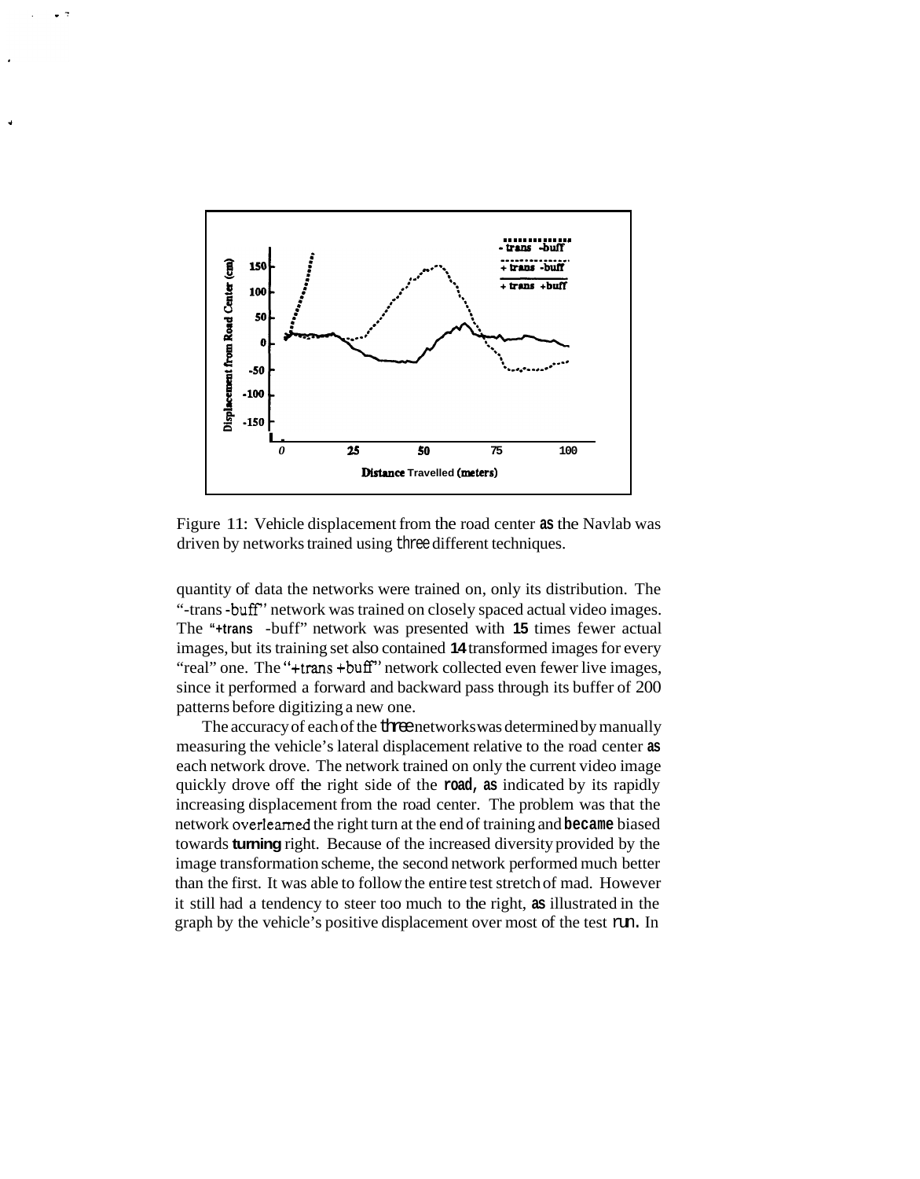Figure 11: Vehicle displacement from the road center as the Navlab was driven by networks trained using three different techniques.

quantity of data the networks were trained on, only its distribution. The "-trans -buff" network was trained on closely spaced actual video images. The "+trans -buff" network was presented with 15 times fewer actual images, but its training set also contained 14 transformed images for every "real" one. The "+trans +buff" network collected even fewer live images, since it performed a forward and backward pass through its buffer of 200 patterns before digitizing a new one.

The accuracy of each of the three networks was determined by manually measuring the vehicle's lateral displacement relative to the road center as each network drove. The network trained on only the current video image quickly drove off the right side of the road, as indicated by its rapidly increasing displacement from the road center. The problem was that the network overlearned the right turn at the end of training and became biased towards turning right. Because of the increased diversity provided by the image transformation scheme, the second network performed much better than the first. It was able to follow the entire test stretch of mad. However it still had a tendency to steer too much to the right, as illustrated in the graph by the vehicle's positive displacement over most of the test run. In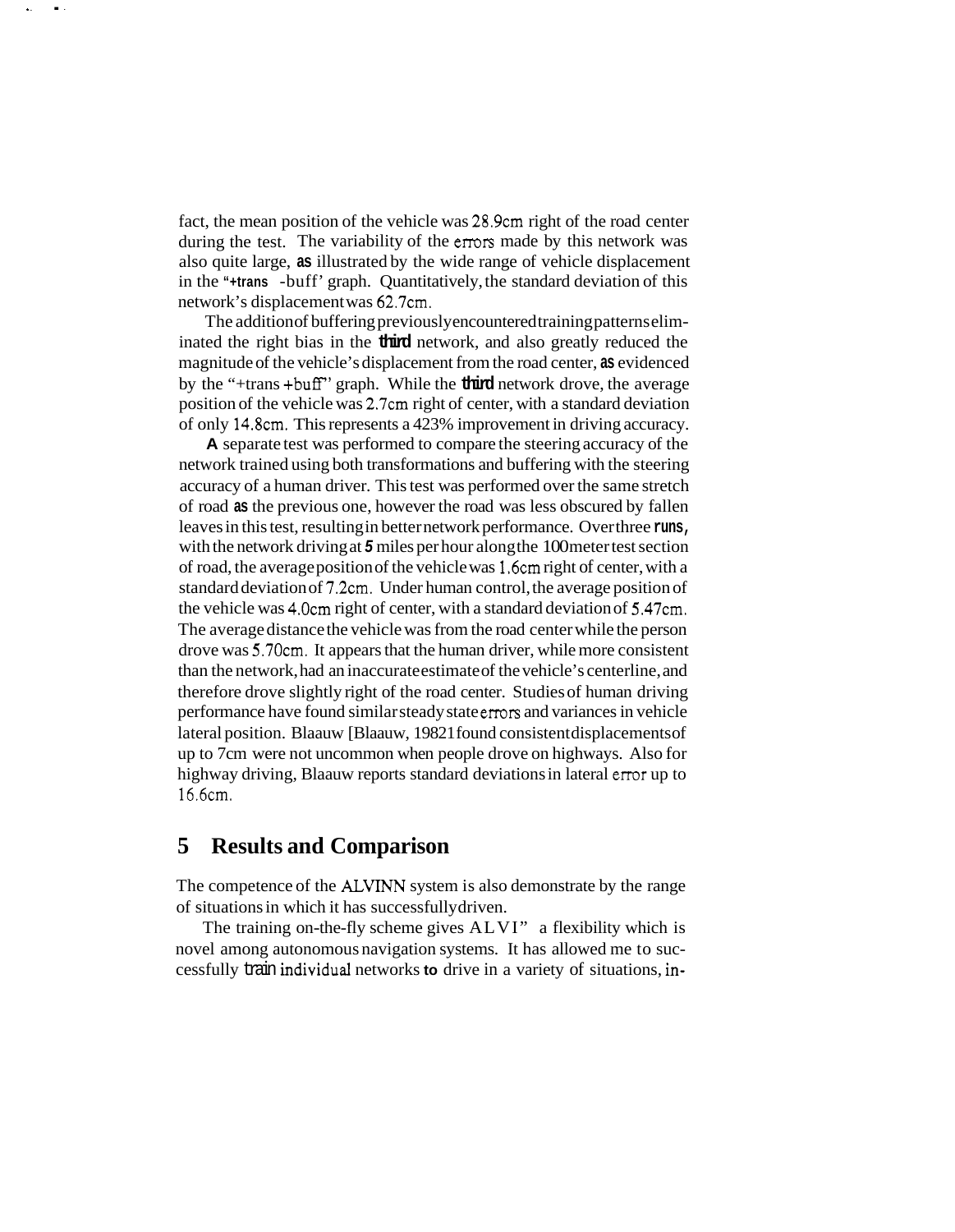fact, the mean position of the vehicle was 28.9cm right of the road center during the test. The variability of the errors made by this network was also quite large, as illustrated by the wide range of vehicle displacement in the "+trans -buff' graph. Quantitatively, the standard deviation of this network's displacement was 62.7cm.

The addition of buffering previously encountered training patterns eliminated the right bias in the third network, and also greatly reduced the magnitude of the vehicle's displacement from the road center, as evidenced by the "+trans +buff" graph. While the third network drove, the average position of the vehicle was 2.7cm right of center, with a standard deviation of only 14.8cm. This represents a 423% improvement in driving accuracy.

A separate test was performed to compare the steering accuracy of the network trained using both transformations and buffering with the steering accuracy of a human driver. This test was performed over the same stretch of road as the previous one, however the road was less obscured by fallen leaves in this test, resulting in better network performance. Over three runs, with the network driving at 5 miles per hour along the 100 meter test section of road, the average position of the vehicle was 1.6cm right of center, with a standard deviation of 7.2cm. Under human control, the average position of the vehicle was 4.0cm right of center, with a standard deviation of 5.47cm. The average distance the vehicle was from the road center while the person drove was 5.70cm. It appears that the human driver, while more consistent than the network, had an inaccurate estimate of the vehicle's centerline, and therefore drove slightly right of the road center. Studies of human driving performance have found similar steady state errors and variances in vehicle lateral position. Blaauw [Blaauw, 1982] found consistent displacements of up to 7cm were not uncommon when people drove on highways. Also for highway driving, Blaauw reports standard deviations in lateral error up to 16.6cm.

## 5 Results and Comparison

The competence of the ALVINN system is also demonstrate by the range of situations in which it has successfully driven.

The training on-the-fly scheme gives ALVINN a flexibility which is novel among autonomous navigation systems. It has allowed me to successfully train individual networks to drive in a variety of situations, in-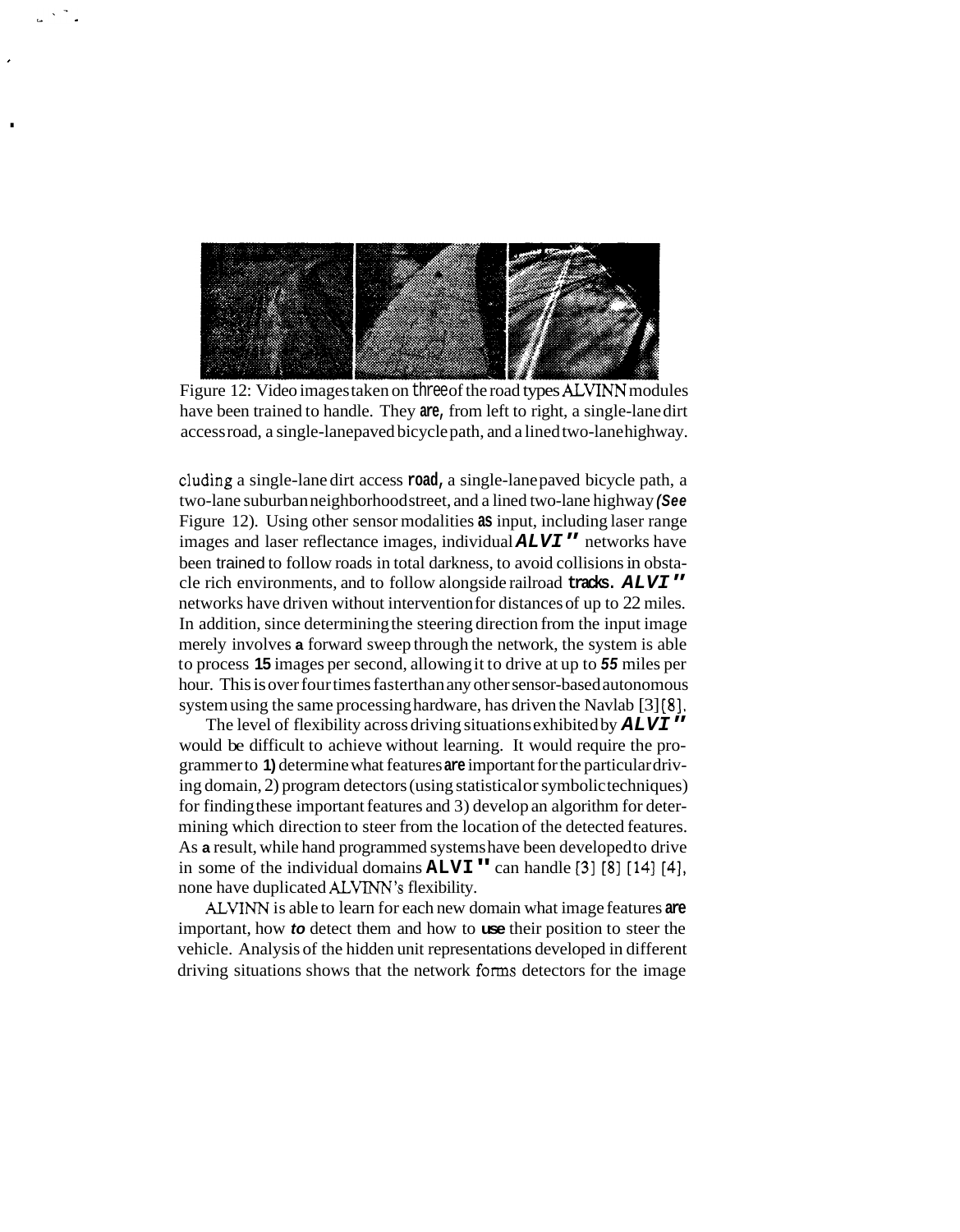Figure 12: Video images taken on three of the road types ALVINN modules have been trained to handle. They are, from left to right, a single-lane dirt access road, a single-lane paved bicycle path, and a lined two-lane highway.

cluding a single-lane dirt access road, a single-lane paved bicycle path, a two-lane suburban neighborhood street, and a lined two-lane highway (See Figure 12). Using other sensor modalities as input, including laser range images and laser reflectance images, individual ALVINN networks have been trained to follow roads in total darkness, to avoid collisions in obstacle rich environments, and to follow alongside railroad tracks. ALVINN networks have driven without intervention for distances of up to 22 miles. In addition, since determining the steering direction from the input image merely involves a forward sweep through the network, the system is able to process 15 images per second, allowing it to drive at up to 55 miles per hour. This is over four times faster than any other sensor-based autonomous system using the same processing hardware, has driven the Navlab [3] [8].

The level of flexibility across driving situations exhibited by ALVINN would be difficult to achieve without learning. It would require the programmer to 1) determine what features are important for the particular driving domain, 2) program detectors (using statistical or symbolic techniques) for finding these important features and 3) develop an algorithm for determining which direction to steer from the location of the detected features. As a result, while hand programmed systems have been developed to drive in some of the individual domains ALVINN can handle [3] [8] [14] [4], none have duplicated ALVINN's flexibility.

ALVINN is able to learn for each new domain what image features are important, how to detect them and how to use their position to steer the vehicle. Analysis of the hidden unit representations developed in different driving situations shows that the network forms detectors for the image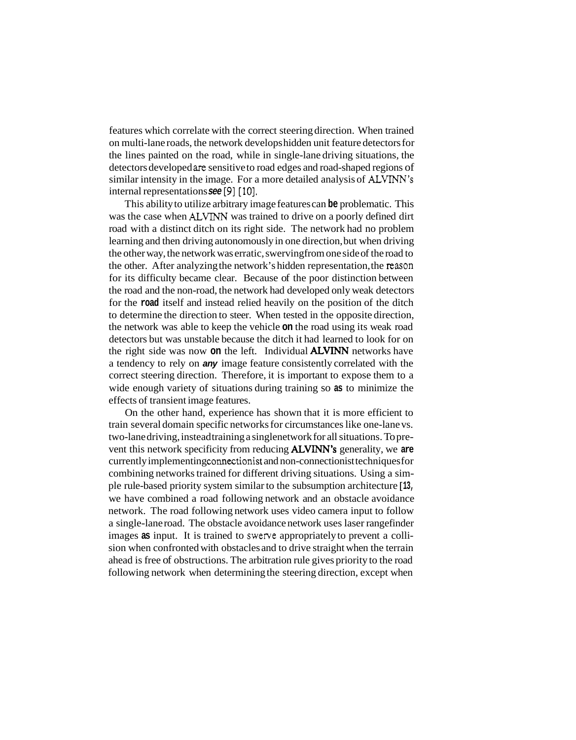features which correlate with the correct steering direction. When trained on multi-lane roads, the network develops hidden unit feature detectors for the lines painted on the road, while in single-lane driving situations, the detectors developed are sensitive to road edges and road-shaped regions of similar intensity in the image. For a more detailed analysis of ALVINN's internal representations see [9] [10].

This ability to utilize arbitrary image features can be problematic. This was the case when ALVINN was trained to drive on a poorly defined dirt road with a distinct ditch on its right side. The network had no problem learning and then driving autonomously in one direction, but when driving the other way, the network was erratic, swerving from one side of the road to the other. After analyzing the network's hidden representation, the reason for its difficulty became clear. Because of the poor distinction between the road and the non-road, the network had developed only weak detectors for the road itself and instead relied heavily on the position of the ditch to determine the direction to steer. When tested in the opposite direction, the network was able to keep the vehicle on the road using its weak road detectors but was unstable because the ditch it had learned to look for on the right side was now on the left. Individual ALVINN networks have a tendency to rely on *any* image feature consistently correlated with the correct steering direction. Therefore, it is important to expose them to a wide enough variety of situations during training so as to minimize the effects of transient image features.

On the other hand, experience has shown that it is more efficient to train several domain specific networks for circumstances like one-lane vs. two-lane driving, instead training a single network for all situations. To prevent this network specificity from reducing ALVINN's generality, we are currently implementing connectionist and non-connectionist techniques for combining networks trained for different driving situations. Using a simple rule-based priority system similar to the subsumption architecture [13], we have combined a road following network and an obstacle avoidance network. The road following network uses video camera input to follow a single-lane road. The obstacle avoidance network uses laser rangefinder images as input. It is trained to swerve appropriately to prevent a collision when confronted with obstacles and to drive straight when the terrain ahead is free of obstructions. The arbitration rule gives priority to the road following network when determining the steering direction, except when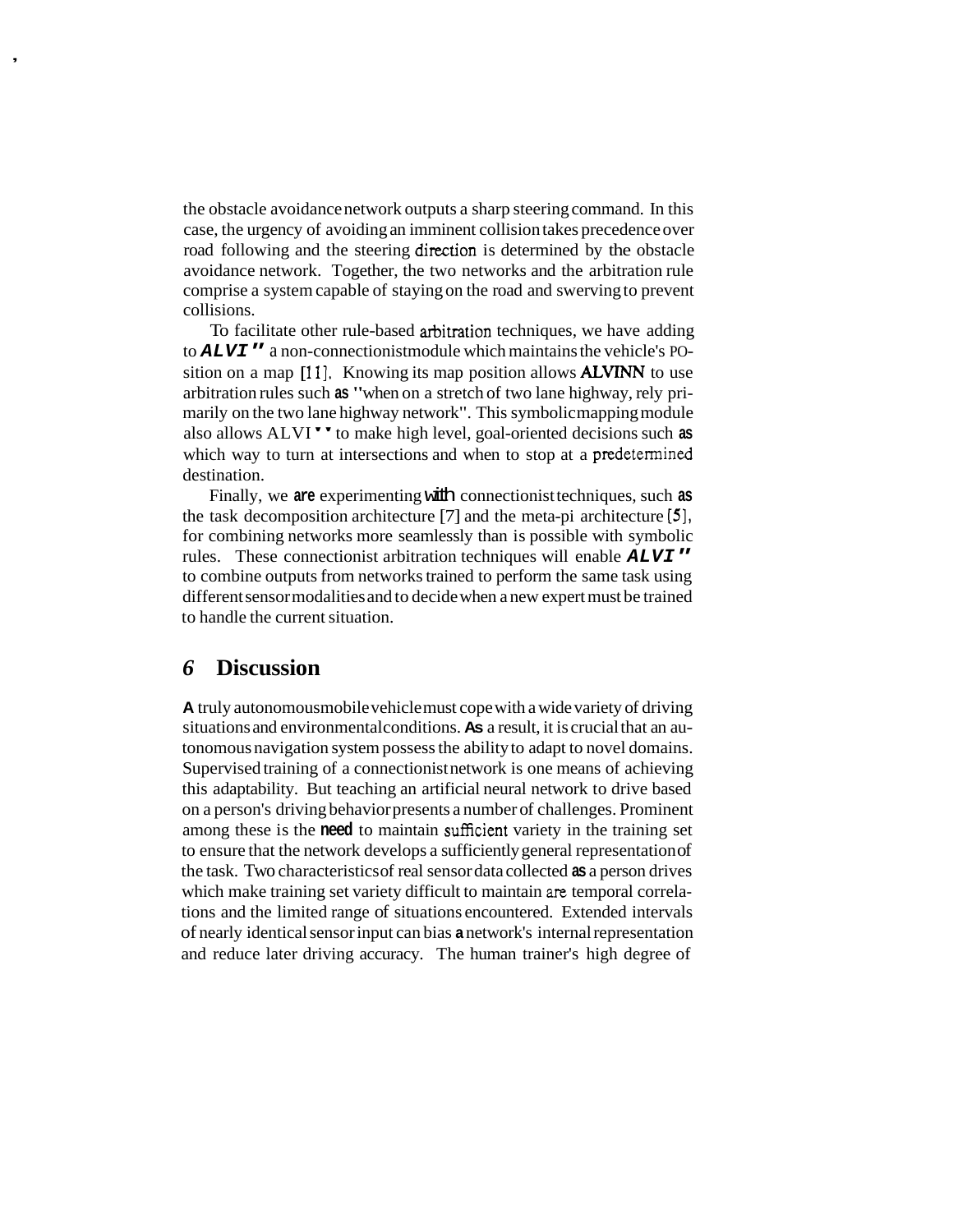the obstacle avoidance network outputs a sharp steering command. In this case, the urgency of avoiding an imminent collision takes precedence over road following and the steering direction is determined by the obstacle avoidance network. Together, the two networks and the arbitration rule comprise a system capable of staying on the road and swerving to prevent collisions.

To facilitate other rule-based arbitration techniques, we have adding to ***ALVI"*** a non-connectionist module which maintains the vehicle's position on a map [11]. Knowing its map position allows **ALVINN** to use arbitration rules such **as** "when on a stretch of two lane highway, rely primarily on the two lane highway network". This symbolic mapping module also allows ALVI" to make high level, goal-oriented decisions such **as** which way to turn at intersections and when to stop at a predetermined destination.

Finally, we **are** experimenting **with** connectionist techniques, such **as** the task decomposition architecture [7] and the meta-pi architecture [5], for combining networks more seamlessly than is possible with symbolic rules. These connectionist arbitration techniques will enable ***ALVI"*** to combine outputs from networks trained to perform the same task using different sensor modalities and to decide when a new expert must be trained to handle the current situation.

## *6* Discussion

**A** truly autonomous mobile vehicle must cope with a wide variety of driving situations and environmental conditions. **As** a result, it is crucial that an autonomous navigation system possess the ability to adapt to novel domains. Supervised training of a connectionist network is one means of achieving this adaptability. But teaching an artificial neural network to drive based on a person's driving behavior presents a number of challenges. Prominent among these is the **need** to maintain sufficient variety in the training set to ensure that the network develops a sufficiently general representation of the task. Two characteristics of real sensor data collected **as** a person drives which make training set variety difficult to maintain are temporal correlations and the limited range of situations encountered. Extended intervals of nearly identical sensor input can bias **a** network's internal representation and reduce later driving accuracy. The human trainer's high degree of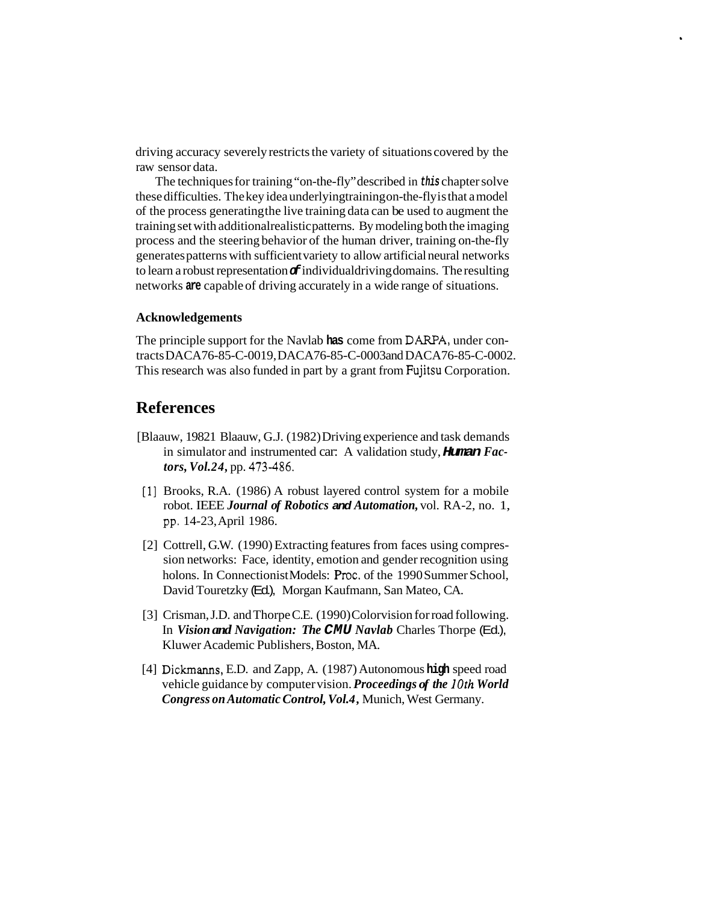driving accuracy severely restricts the variety of situations covered by the raw sensor data.

The techniques for training "on-the-fly" described in this chapter solve these difficulties. The key idea underlying training on-the-fly is that a model of the process generating the live training data can be used to augment the training set with additional realistic patterns. By modeling both the imaging process and the steering behavior of the human driver, training on-the-fly generates patterns with sufficient variety to allow artificial neural networks to learn a robust representation of individual driving domains. The resulting networks are capable of driving accurately in a wide range of situations.

### Acknowledgements

The principle support for the Navlab has come from DARPA, under contracts DACA76-85-C-0019, DACA76-85-C-0003 and DACA76-85-C-0002. This research was also funded in part by a grant from Fujitsu Corporation.

## References

[Blaauw, 19821 Blaauw, G.J. (1982) Driving experience and task demands in simulator and instrumented car: A validation study, ***Human Factors, Vol.24***, pp. 473-486.

[1] Brooks, R.A. (1986) A robust layered control system for a mobile robot. IEEE ***Journal of Robotics and Automation,*** vol. RA-2, no. 1, pp. 14-23, April 1986.

[2] Cottrell, G.W. (1990) Extracting features from faces using compression networks: Face, identity, emotion and gender recognition using holons. In Connectionist Models: Proc. of the 1990 Summer School, David Touretzky (Ed.), Morgan Kaufmann, San Mateo, CA.

[3] Crisman, J.D. and Thorpe C.E. (1990) Colorvision for road following. In ***Vision and Navigation: The CMU Navlab*** Charles Thorpe (Ed.), Kluwer Academic Publishers, Boston, MA.

[4] Dickmanns, E.D. and Zapp, A. (1987) Autonomous high speed road vehicle guidance by computer vision. ***Proceedings of the 10th World Congress on Automatic Control, Vol.4,*** Munich, West Germany.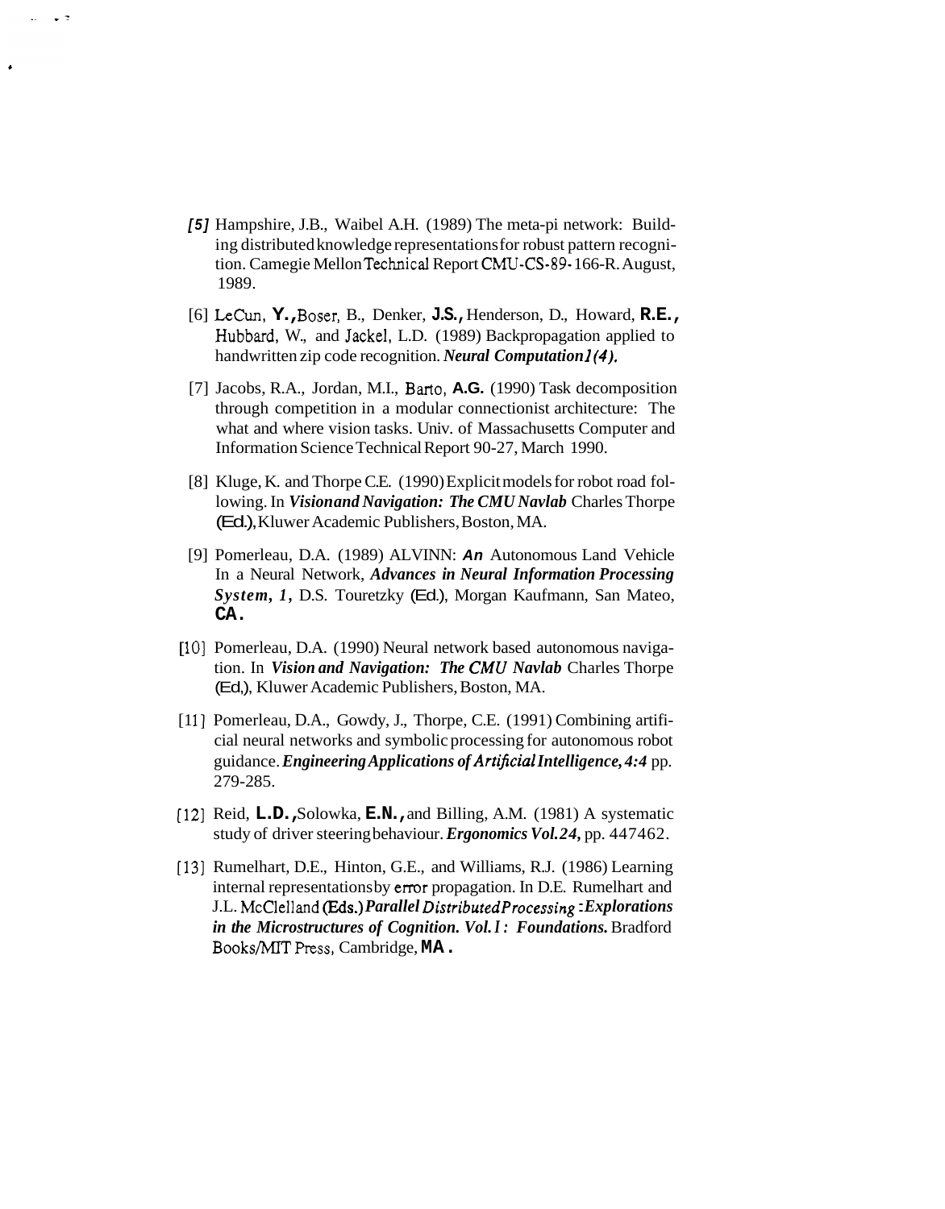[5] Hampshire, J.B., Waibel A.H. (1989) The meta-pi network: Building distributed knowledge representations for robust pattern recognition. Camegie Mellon Technical Report CMU-CS-89-166-R. August, 1989.

[6] LeCun, Y., Boser, B., Denker, J.S., Henderson, D., Howard, R.E., Hubbard, W., and Jackel, L.D. (1989) Backpropagation applied to handwritten zip code recognition. ***Neural Computation 1(4).***

[7] Jacobs, R.A., Jordan, M.I., Barto, A.G. (1990) Task decomposition through competition in a modular connectionist architecture: The what and where vision tasks. Univ. of Massachusetts Computer and Information Science Technical Report 90-27, March 1990.

[8] Kluge, K. and Thorpe C.E. (1990) Explicit models for robot road following. In ***Vision and Navigation: The CMU Navlab*** Charles Thorpe (Ed.), Kluwer Academic Publishers, Boston, MA.

[9] Pomerleau, D.A. (1989) ALVINN: ***An*** Autonomous Land Vehicle In a Neural Network, ***Advances in Neural Information Processing System, 1***, D.S. Touretzky (Ed.), Morgan Kaufmann, San Mateo, CA.

[10] Pomerleau, D.A. (1990) Neural network based autonomous navigation. In ***Vision and Navigation: The CMU Navlab*** Charles Thorpe (Ed,), Kluwer Academic Publishers, Boston, MA.

[11] Pomerleau, D.A., Gowdy, J., Thorpe, C.E. (1991) Combining artificial neural networks and symbolic processing for autonomous robot guidance. ***Engineering Applications of Artificial Intelligence, 4:4*** pp. 279-285.

[12] Reid, L.D., Solowka, E.N., and Billing, A.M. (1981) A systematic study of driver steering behaviour. ***Ergonomics Vol. 24***, pp. 447462.

[13] Rumelhart, D.E., Hinton, G.E., and Williams, R.J. (1986) Learning internal representations by error propagation. In D.E. Rumelhart and J.L. McClelland (Eds.) ***Parallel Distributed Processing: Explorations in the Microstructures of Cognition. Vol. I: Foundations.*** Bradford Books/MIT Press, Cambridge, MA.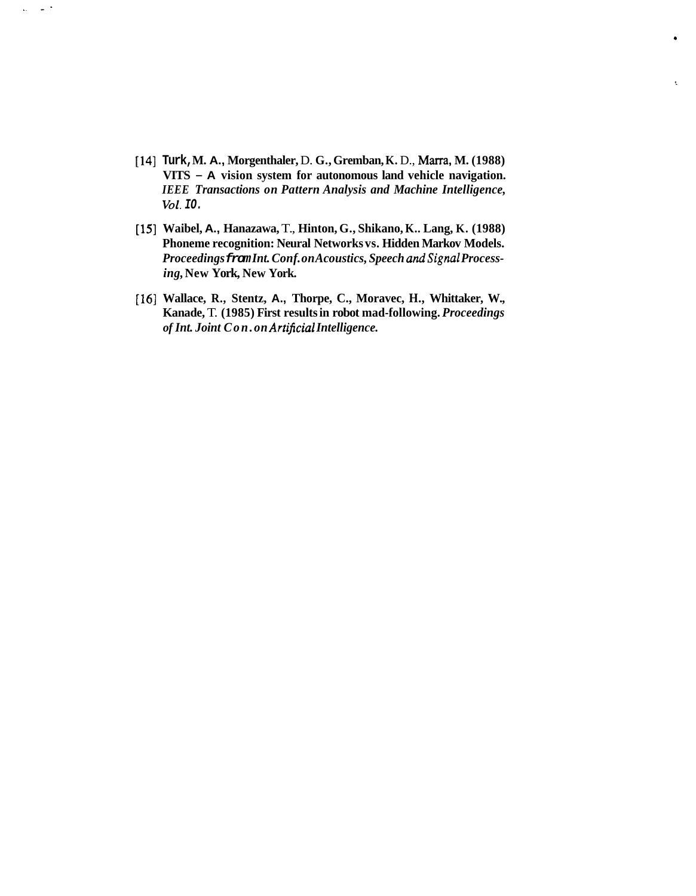[14] Turk, M. A., Morgenthaler, D. G., Gremban, K. D., Marra, M. (1988) VITS – A vision system for autonomous land vehicle navigation. *IEEE Transactions on Pattern Analysis and Machine Intelligence, Vol. 10.*

[15] Waibel, A., Hanazawa, T., Hinton, G., Shikano, K.. Lang, K. (1988) Phoneme recognition: Neural Networks vs. Hidden Markov Models. *Proceedings from Int. Conf. on Acoustics, Speech and Signal Processing,* New York, New York.

[16] Wallace, R., Stentz, A., Thorpe, C., Moravec, H., Whittaker, W., Kanade, T. (1985) First results in robot mad-following. *Proceedings of Int. Joint Con. on Artificial Intelligence.*